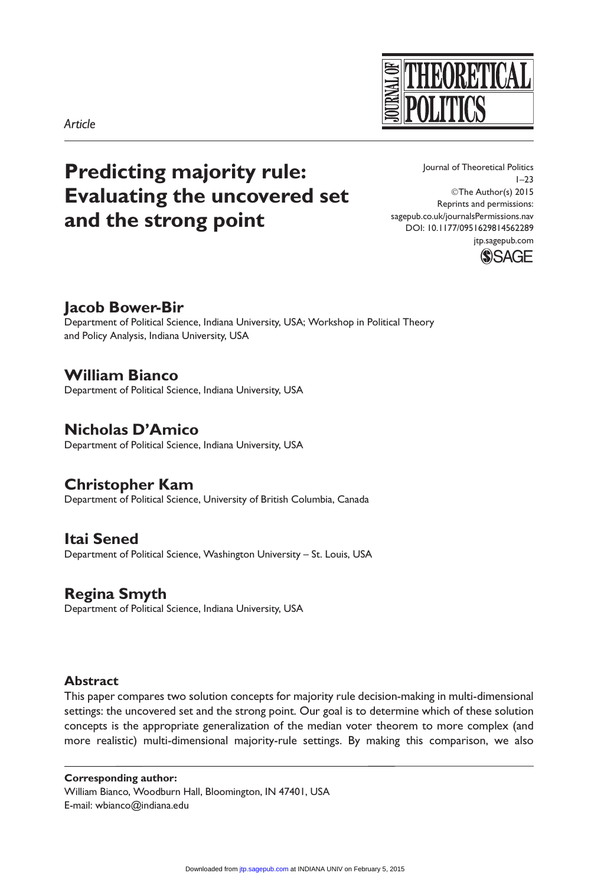*Article*

# Predicting majority rule: Evaluating the uncovered set and the strong point

Journal of Theoretical Politics
©The Author(s) 2015
Reprints and permissions: sagepub.co.uk/journalsPermissions.nav
DOI: 10.1177/0951629814562289
jtp.sagepub.com

## Jacob Bower-Bir

Department of Political Science, Indiana University, USA; Workshop in Political Theory and Policy Analysis, Indiana University, USA

## William Bianco

Department of Political Science, Indiana University, USA

## Nicholas D'Amico

Department of Political Science, Indiana University, USA

## Christopher Kam

Department of Political Science, University of British Columbia, Canada

## Itai Sened

Department of Political Science, Washington University – St. Louis, USA

## Regina Smyth

Department of Political Science, Indiana University, USA

### Abstract

This paper compares two solution concepts for majority rule decision-making in multi-dimensional settings: the uncovered set and the strong point. Our goal is to determine which of these solution concepts is the appropriate generalization of the median voter theorem to more complex (and more realistic) multi-dimensional majority-rule settings. By making this comparison, we also

**Corresponding author:**
William Bianco, Woodburn Hall, Bloomington, IN 47401, USA
E-mail: wbianco@indiana.edu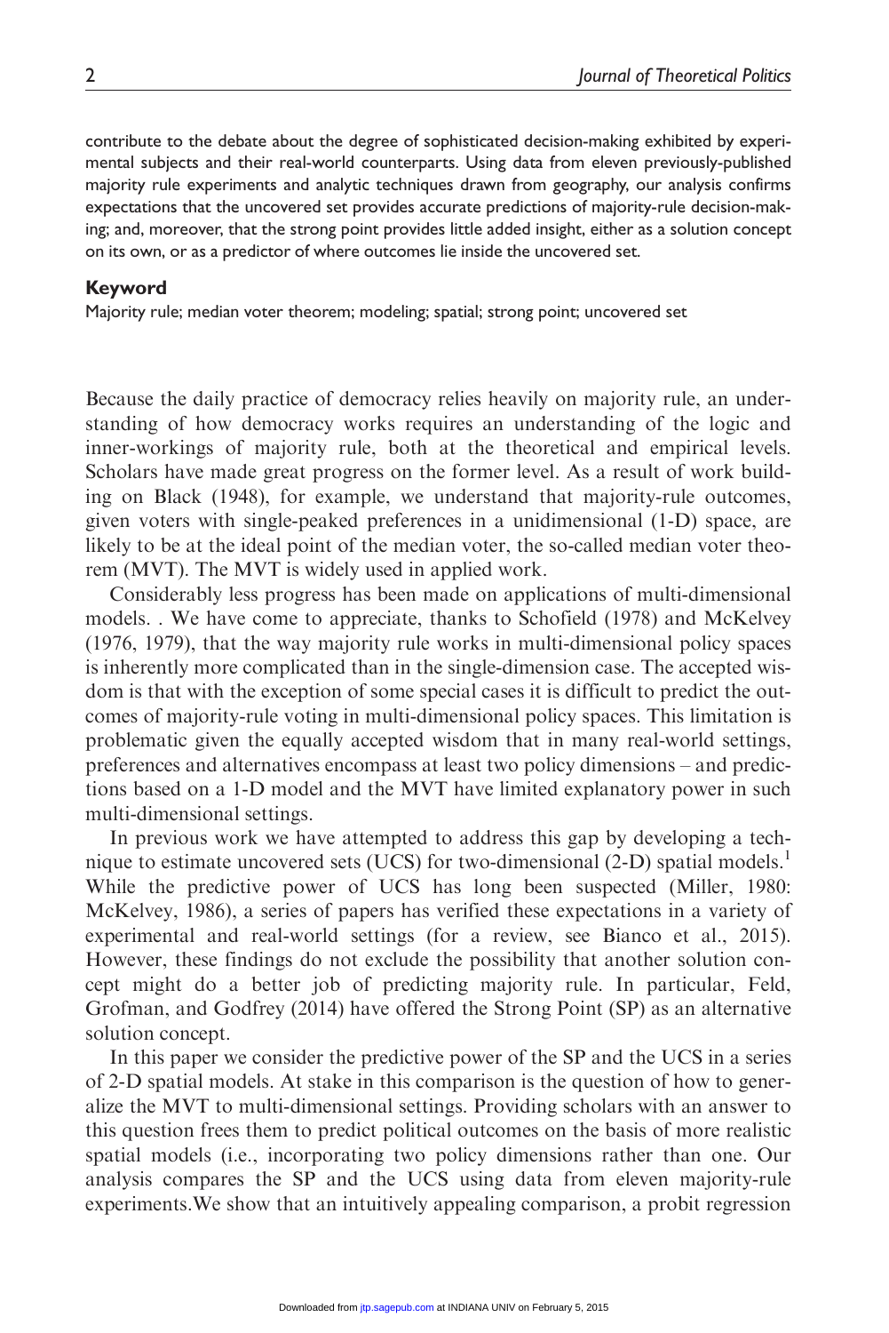contribute to the debate about the degree of sophisticated decision-making exhibited by experimental subjects and their real-world counterparts. Using data from eleven previously-published majority rule experiments and analytic techniques drawn from geography, our analysis confirms expectations that the uncovered set provides accurate predictions of majority-rule decision-making; and, moreover, that the strong point provides little added insight, either as a solution concept on its own, or as a predictor of where outcomes lie inside the uncovered set.

### Keyword

Majority rule; median voter theorem; modeling; spatial; strong point; uncovered set

Because the daily practice of democracy relies heavily on majority rule, an understanding of how democracy works requires an understanding of the logic and inner-workings of majority rule, both at the theoretical and empirical levels. Scholars have made great progress on the former level. As a result of work building on Black (1948), for example, we understand that majority-rule outcomes, given voters with single-peaked preferences in a unidimensional (1-D) space, are likely to be at the ideal point of the median voter, the so-called median voter theorem (MVT). The MVT is widely used in applied work.

Considerably less progress has been made on applications of multi-dimensional models. . We have come to appreciate, thanks to Schofield (1978) and McKelvey (1976, 1979), that the way majority rule works in multi-dimensional policy spaces is inherently more complicated than in the single-dimension case. The accepted wisdom is that with the exception of some special cases it is difficult to predict the outcomes of majority-rule voting in multi-dimensional policy spaces. This limitation is problematic given the equally accepted wisdom that in many real-world settings, preferences and alternatives encompass at least two policy dimensions – and predictions based on a 1-D model and the MVT have limited explanatory power in such multi-dimensional settings.

In previous work we have attempted to address this gap by developing a technique to estimate uncovered sets (UCS) for two-dimensional (2-D) spatial models.[1] While the predictive power of UCS has long been suspected (Miller, 1980: McKelvey, 1986), a series of papers has verified these expectations in a variety of experimental and real-world settings (for a review, see Bianco et al., 2015). However, these findings do not exclude the possibility that another solution concept might do a better job of predicting majority rule. In particular, Feld, Grofman, and Godfrey (2014) have offered the Strong Point (SP) as an alternative solution concept.

In this paper we consider the predictive power of the SP and the UCS in a series of 2-D spatial models. At stake in this comparison is the question of how to generalize the MVT to multi-dimensional settings. Providing scholars with an answer to this question frees them to predict political outcomes on the basis of more realistic spatial models (i.e., incorporating two policy dimensions rather than one. Our analysis compares the SP and the UCS using data from eleven majority-rule experiments.We show that an intuitively appealing comparison, a probit regression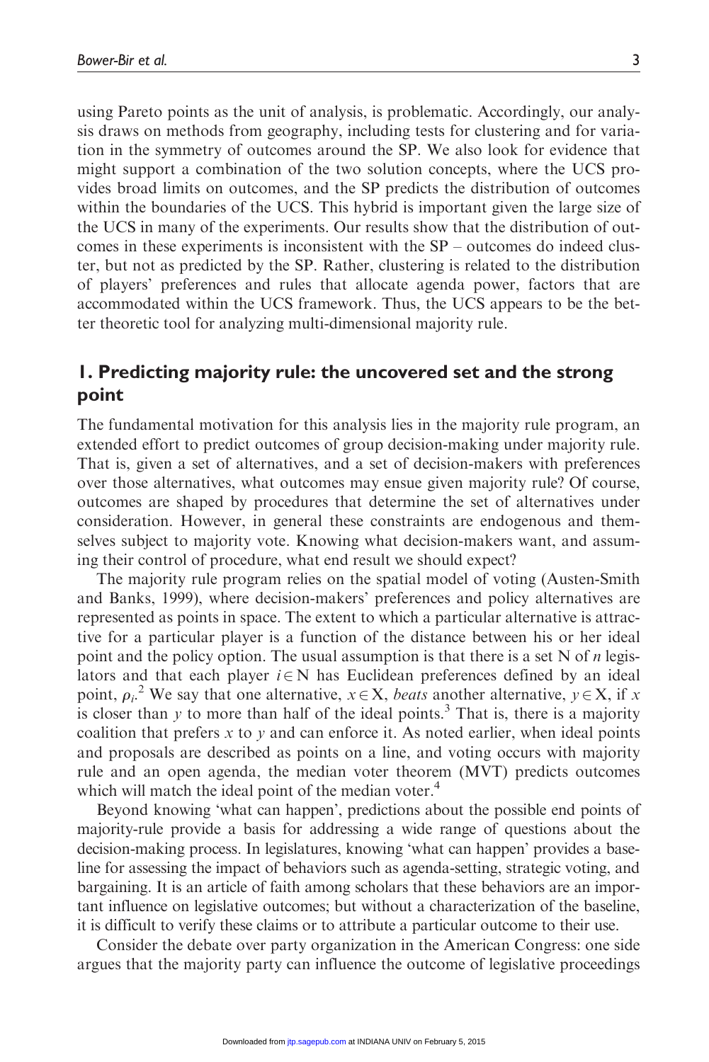using Pareto points as the unit of analysis, is problematic. Accordingly, our analysis draws on methods from geography, including tests for clustering and for variation in the symmetry of outcomes around the SP. We also look for evidence that might support a combination of the two solution concepts, where the UCS provides broad limits on outcomes, and the SP predicts the distribution of outcomes within the boundaries of the UCS. This hybrid is important given the large size of the UCS in many of the experiments. Our results show that the distribution of outcomes in these experiments is inconsistent with the SP – outcomes do indeed cluster, but not as predicted by the SP. Rather, clustering is related to the distribution of players' preferences and rules that allocate agenda power, factors that are accommodated within the UCS framework. Thus, the UCS appears to be the better theoretic tool for analyzing multi-dimensional majority rule.

## 1. Predicting majority rule: the uncovered set and the strong point

The fundamental motivation for this analysis lies in the majority rule program, an extended effort to predict outcomes of group decision-making under majority rule. That is, given a set of alternatives, and a set of decision-makers with preferences over those alternatives, what outcomes may ensue given majority rule? Of course, outcomes are shaped by procedures that determine the set of alternatives under consideration. However, in general these constraints are endogenous and themselves subject to majority vote. Knowing what decision-makers want, and assuming their control of procedure, what end result we should expect?

The majority rule program relies on the spatial model of voting (Austen-Smith and Banks, 1999), where decision-makers' preferences and policy alternatives are represented as points in space. The extent to which a particular alternative is attractive for a particular player is a function of the distance between his or her ideal point and the policy option. The usual assumption is that there is a set N of $n$ legislators and that each player $i \in \mathrm{N}$ has Euclidean preferences defined by an ideal point, $\rho_i$.[2] We say that one alternative, $x \in \mathrm{X}$, *beats* another alternative, $y \in \mathrm{X}$, if $x$ is closer than $y$ to more than half of the ideal points.[3] That is, there is a majority coalition that prefers $x$ to $y$ and can enforce it. As noted earlier, when ideal points and proposals are described as points on a line, and voting occurs with majority rule and an open agenda, the median voter theorem (MVT) predicts outcomes which will match the ideal point of the median voter.[4]

Beyond knowing 'what can happen', predictions about the possible end points of majority-rule provide a basis for addressing a wide range of questions about the decision-making process. In legislatures, knowing 'what can happen' provides a baseline for assessing the impact of behaviors such as agenda-setting, strategic voting, and bargaining. It is an article of faith among scholars that these behaviors are an important influence on legislative outcomes; but without a characterization of the baseline, it is difficult to verify these claims or to attribute a particular outcome to their use.

Consider the debate over party organization in the American Congress: one side argues that the majority party can influence the outcome of legislative proceedings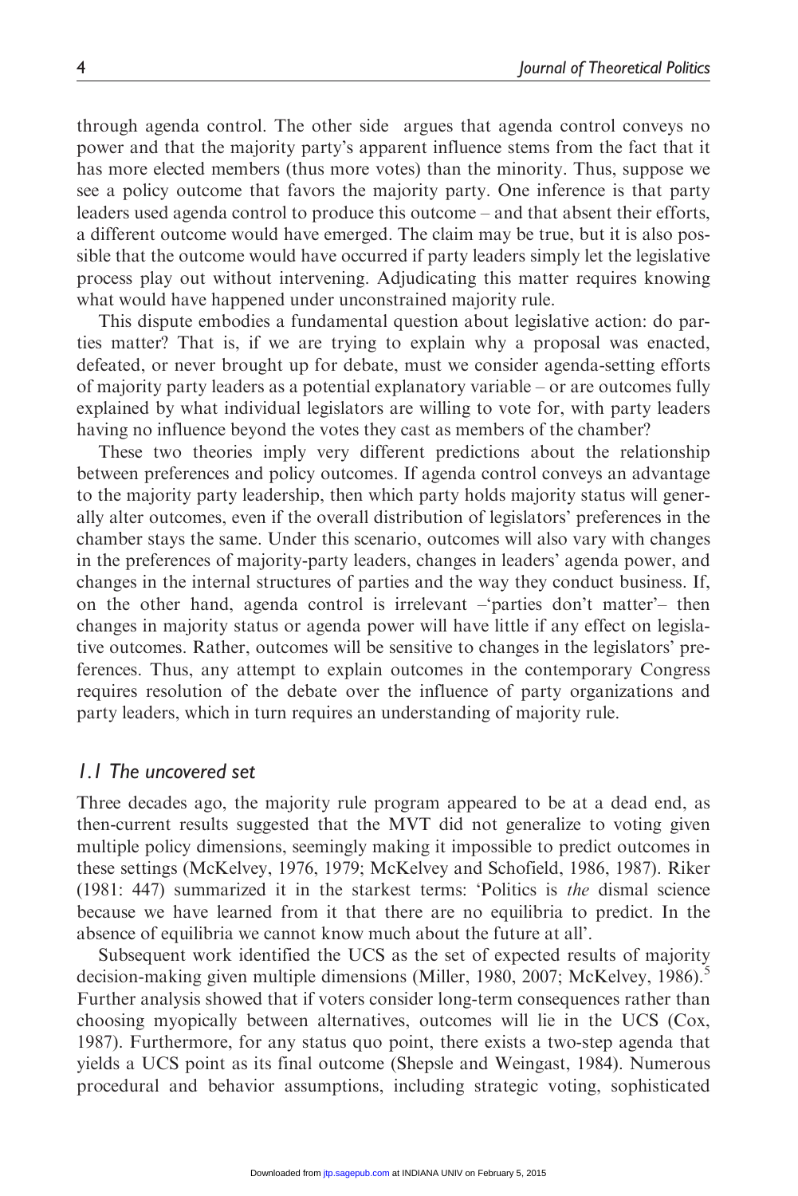through agenda control. The other side argues that agenda control conveys no power and that the majority party's apparent influence stems from the fact that it has more elected members (thus more votes) than the minority. Thus, suppose we see a policy outcome that favors the majority party. One inference is that party leaders used agenda control to produce this outcome – and that absent their efforts, a different outcome would have emerged. The claim may be true, but it is also possible that the outcome would have occurred if party leaders simply let the legislative process play out without intervening. Adjudicating this matter requires knowing what would have happened under unconstrained majority rule.

This dispute embodies a fundamental question about legislative action: do parties matter? That is, if we are trying to explain why a proposal was enacted, defeated, or never brought up for debate, must we consider agenda-setting efforts of majority party leaders as a potential explanatory variable – or are outcomes fully explained by what individual legislators are willing to vote for, with party leaders having no influence beyond the votes they cast as members of the chamber?

These two theories imply very different predictions about the relationship between preferences and policy outcomes. If agenda control conveys an advantage to the majority party leadership, then which party holds majority status will generally alter outcomes, even if the overall distribution of legislators' preferences in the chamber stays the same. Under this scenario, outcomes will also vary with changes in the preferences of majority-party leaders, changes in leaders' agenda power, and changes in the internal structures of parties and the way they conduct business. If, on the other hand, agenda control is irrelevant –'parties don't matter'– then changes in majority status or agenda power will have little if any effect on legislative outcomes. Rather, outcomes will be sensitive to changes in the legislators' preferences. Thus, any attempt to explain outcomes in the contemporary Congress requires resolution of the debate over the influence of party organizations and party leaders, which in turn requires an understanding of majority rule.

## *1.1 The uncovered set*

Three decades ago, the majority rule program appeared to be at a dead end, as then-current results suggested that the MVT did not generalize to voting given multiple policy dimensions, seemingly making it impossible to predict outcomes in these settings (McKelvey, 1976, 1979; McKelvey and Schofield, 1986, 1987). Riker (1981: 447) summarized it in the starkest terms: 'Politics is *the* dismal science because we have learned from it that there are no equilibria to predict. In the absence of equilibria we cannot know much about the future at all'.

Subsequent work identified the UCS as the set of expected results of majority decision-making given multiple dimensions (Miller, 1980, 2007; McKelvey, 1986).[5] Further analysis showed that if voters consider long-term consequences rather than choosing myopically between alternatives, outcomes will lie in the UCS (Cox, 1987). Furthermore, for any status quo point, there exists a two-step agenda that yields a UCS point as its final outcome (Shepsle and Weingast, 1984). Numerous procedural and behavior assumptions, including strategic voting, sophisticated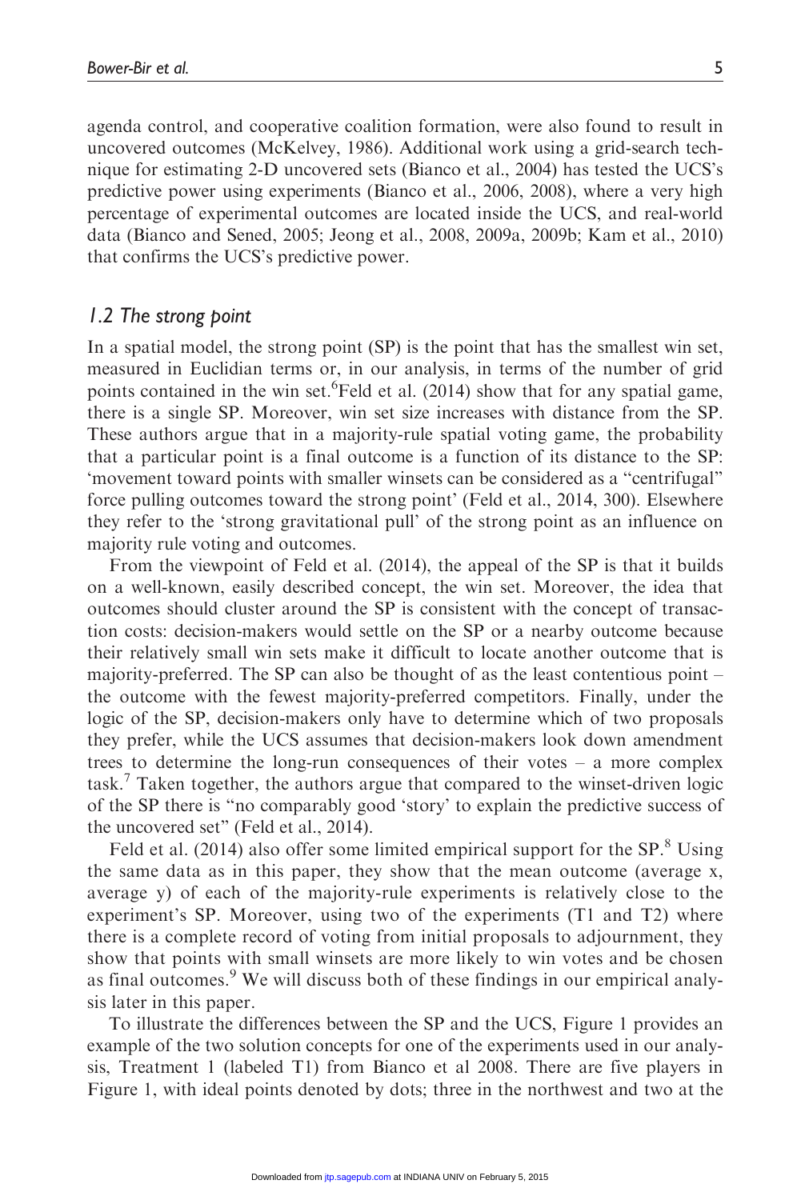agenda control, and cooperative coalition formation, were also found to result in uncovered outcomes (McKelvey, 1986). Additional work using a grid-search technique for estimating 2-D uncovered sets (Bianco et al., 2004) has tested the UCS's predictive power using experiments (Bianco et al., 2006, 2008), where a very high percentage of experimental outcomes are located inside the UCS, and real-world data (Bianco and Sened, 2005; Jeong et al., 2008, 2009a, 2009b; Kam et al., 2010) that confirms the UCS's predictive power.

### 1.2 The strong point

In a spatial model, the strong point (SP) is the point that has the smallest win set, measured in Euclidian terms or, in our analysis, in terms of the number of grid points contained in the win set.[6] Feld et al. (2014) show that for any spatial game, there is a single SP. Moreover, win set size increases with distance from the SP. These authors argue that in a majority-rule spatial voting game, the probability that a particular point is a final outcome is a function of its distance to the SP: 'movement toward points with smaller winsets can be considered as a "centrifugal" force pulling outcomes toward the strong point' (Feld et al., 2014, 300). Elsewhere they refer to the 'strong gravitational pull' of the strong point as an influence on majority rule voting and outcomes.

From the viewpoint of Feld et al. (2014), the appeal of the SP is that it builds on a well-known, easily described concept, the win set. Moreover, the idea that outcomes should cluster around the SP is consistent with the concept of transaction costs: decision-makers would settle on the SP or a nearby outcome because their relatively small win sets make it difficult to locate another outcome that is majority-preferred. The SP can also be thought of as the least contentious point – the outcome with the fewest majority-preferred competitors. Finally, under the logic of the SP, decision-makers only have to determine which of two proposals they prefer, while the UCS assumes that decision-makers look down amendment trees to determine the long-run consequences of their votes – a more complex task.[7] Taken together, the authors argue that compared to the winset-driven logic of the SP there is "no comparably good 'story' to explain the predictive success of the uncovered set" (Feld et al., 2014).

Feld et al. (2014) also offer some limited empirical support for the SP.[8] Using the same data as in this paper, they show that the mean outcome (average x, average y) of each of the majority-rule experiments is relatively close to the experiment's SP. Moreover, using two of the experiments (T1 and T2) where there is a complete record of voting from initial proposals to adjournment, they show that points with small winsets are more likely to win votes and be chosen as final outcomes.[9] We will discuss both of these findings in our empirical analysis later in this paper.

To illustrate the differences between the SP and the UCS, Figure 1 provides an example of the two solution concepts for one of the experiments used in our analysis, Treatment 1 (labeled T1) from Bianco et al 2008. There are five players in Figure 1, with ideal points denoted by dots; three in the northwest and two at the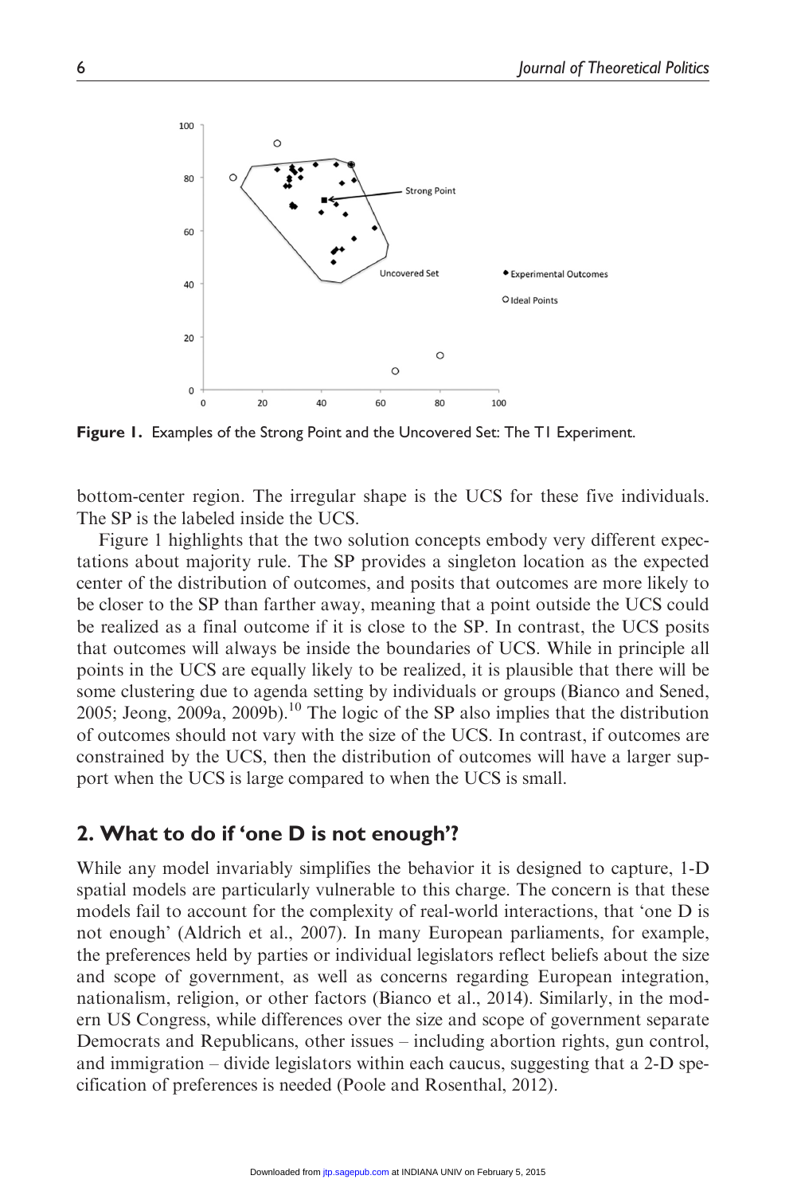Figure 1. Examples of the Strong Point and the Uncovered Set: The T1 Experiment.

bottom-center region. The irregular shape is the UCS for these five individuals. The SP is the labeled inside the UCS.

Figure 1 highlights that the two solution concepts embody very different expectations about majority rule. The SP provides a singleton location as the expected center of the distribution of outcomes, and posits that outcomes are more likely to be closer to the SP than farther away, meaning that a point outside the UCS could be realized as a final outcome if it is close to the SP. In contrast, the UCS posits that outcomes will always be inside the boundaries of UCS. While in principle all points in the UCS are equally likely to be realized, it is plausible that there will be some clustering due to agenda setting by individuals or groups (Bianco and Sened, 2005; Jeong, 2009a, 2009b).[10] The logic of the SP also implies that the distribution of outcomes should not vary with the size of the UCS. In contrast, if outcomes are constrained by the UCS, then the distribution of outcomes will have a larger support when the UCS is large compared to when the UCS is small.

## 2. What to do if 'one D is not enough'?

While any model invariably simplifies the behavior it is designed to capture, 1-D spatial models are particularly vulnerable to this charge. The concern is that these models fail to account for the complexity of real-world interactions, that 'one D is not enough' (Aldrich et al., 2007). In many European parliaments, for example, the preferences held by parties or individual legislators reflect beliefs about the size and scope of government, as well as concerns regarding European integration, nationalism, religion, or other factors (Bianco et al., 2014). Similarly, in the modern US Congress, while differences over the size and scope of government separate Democrats and Republicans, other issues – including abortion rights, gun control, and immigration – divide legislators within each caucus, suggesting that a 2-D specification of preferences is needed (Poole and Rosenthal, 2012).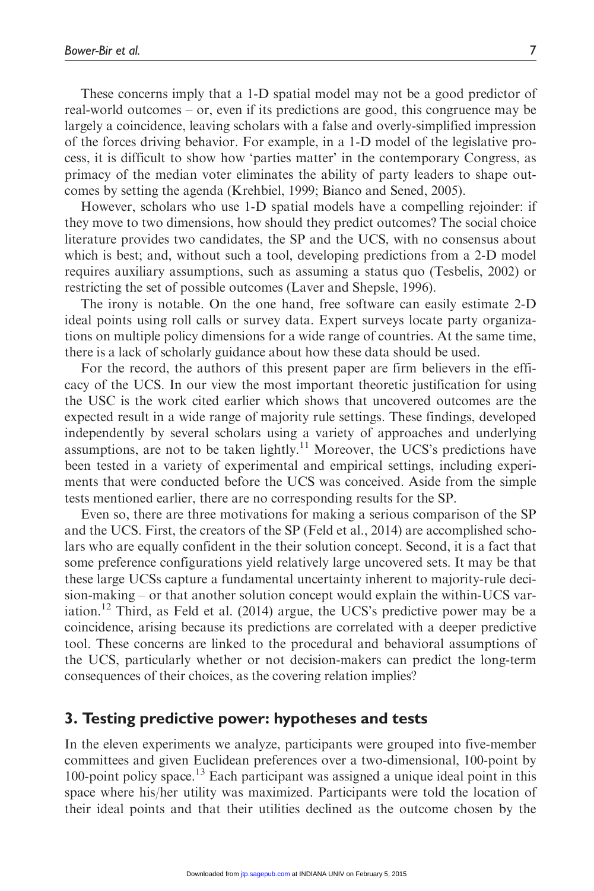These concerns imply that a 1-D spatial model may not be a good predictor of real-world outcomes – or, even if its predictions are good, this congruence may be largely a coincidence, leaving scholars with a false and overly-simplified impression of the forces driving behavior. For example, in a 1-D model of the legislative process, it is difficult to show how 'parties matter' in the contemporary Congress, as primacy of the median voter eliminates the ability of party leaders to shape outcomes by setting the agenda (Krehbiel, 1999; Bianco and Sened, 2005).

However, scholars who use 1-D spatial models have a compelling rejoinder: if they move to two dimensions, how should they predict outcomes? The social choice literature provides two candidates, the SP and the UCS, with no consensus about which is best; and, without such a tool, developing predictions from a 2-D model requires auxiliary assumptions, such as assuming a status quo (Tesbelis, 2002) or restricting the set of possible outcomes (Laver and Shepsle, 1996).

The irony is notable. On the one hand, free software can easily estimate 2-D ideal points using roll calls or survey data. Expert surveys locate party organizations on multiple policy dimensions for a wide range of countries. At the same time, there is a lack of scholarly guidance about how these data should be used.

For the record, the authors of this present paper are firm believers in the efficacy of the UCS. In our view the most important theoretic justification for using the USC is the work cited earlier which shows that uncovered outcomes are the expected result in a wide range of majority rule settings. These findings, developed independently by several scholars using a variety of approaches and underlying assumptions, are not to be taken lightly.[11] Moreover, the UCS's predictions have been tested in a variety of experimental and empirical settings, including experiments that were conducted before the UCS was conceived. Aside from the simple tests mentioned earlier, there are no corresponding results for the SP.

Even so, there are three motivations for making a serious comparison of the SP and the UCS. First, the creators of the SP (Feld et al., 2014) are accomplished scholars who are equally confident in the their solution concept. Second, it is a fact that some preference configurations yield relatively large uncovered sets. It may be that these large UCSs capture a fundamental uncertainty inherent to majority-rule decision-making – or that another solution concept would explain the within-UCS variation.[12] Third, as Feld et al. (2014) argue, the UCS's predictive power may be a coincidence, arising because its predictions are correlated with a deeper predictive tool. These concerns are linked to the procedural and behavioral assumptions of the UCS, particularly whether or not decision-makers can predict the long-term consequences of their choices, as the covering relation implies?

## 3. Testing predictive power: hypotheses and tests

In the eleven experiments we analyze, participants were grouped into five-member committees and given Euclidean preferences over a two-dimensional, 100-point by 100-point policy space.[13] Each participant was assigned a unique ideal point in this space where his/her utility was maximized. Participants were told the location of their ideal points and that their utilities declined as the outcome chosen by the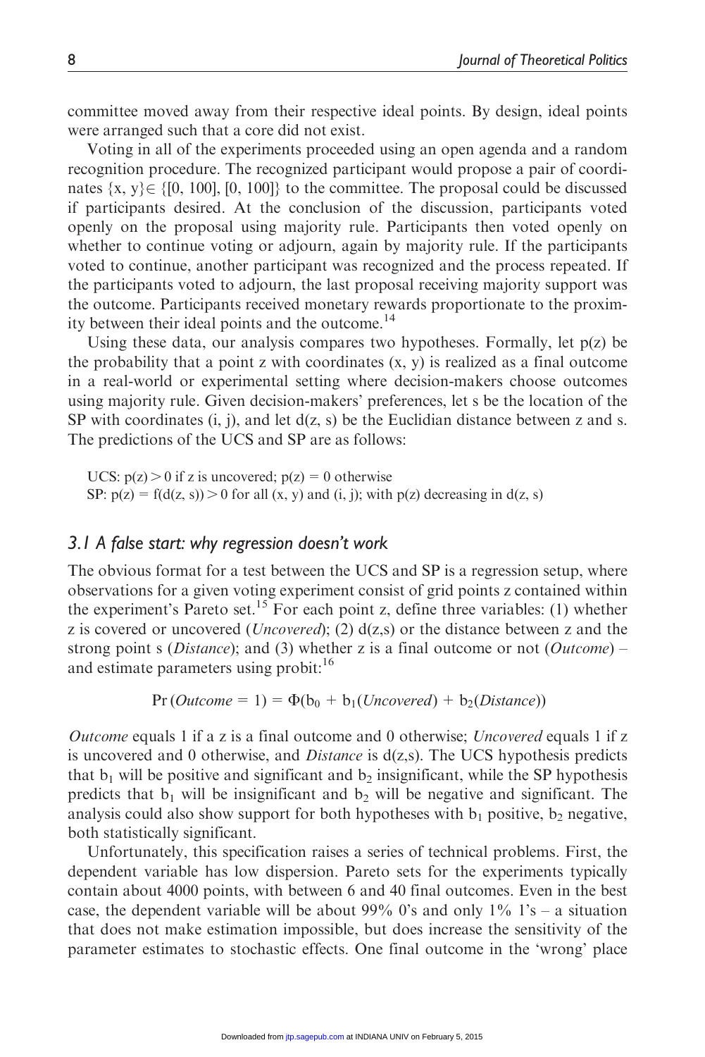committee moved away from their respective ideal points. By design, ideal points were arranged such that a core did not exist.

Voting in all of the experiments proceeded using an open agenda and a random recognition procedure. The recognized participant would propose a pair of coordinates $\{x, y\} \in \{[0, 100], [0, 100]\}$ to the committee. The proposal could be discussed if participants desired. At the conclusion of the discussion, participants voted openly on the proposal using majority rule. Participants then voted openly on whether to continue voting or adjourn, again by majority rule. If the participants voted to continue, another participant was recognized and the process repeated. If the participants voted to adjourn, the last proposal receiving majority support was the outcome. Participants received monetary rewards proportionate to the proximity between their ideal points and the outcome.[14]

Using these data, our analysis compares two hypotheses. Formally, let p(z) be the probability that a point z with coordinates (x, y) is realized as a final outcome in a real-world or experimental setting where decision-makers choose outcomes using majority rule. Given decision-makers' preferences, let s be the location of the SP with coordinates (i, j), and let d(z, s) be the Euclidian distance between z and s. The predictions of the UCS and SP are as follows:

UCS: $p(z) > 0$ if z is uncovered; $p(z) = 0$ otherwise
SP: $p(z) = f(d(z, s)) > 0$ for all (x, y) and (i, j); with p(z) decreasing in d(z, s)

### 3.1 A false start: why regression doesn't work

The obvious format for a test between the UCS and SP is a regression setup, where observations for a given voting experiment consist of grid points z contained within the experiment's Pareto set.[15] For each point z, define three variables: (1) whether z is covered or uncovered (*Uncovered*); (2) d(z,s) or the distance between z and the strong point s (*Distance*); and (3) whether z is a final outcome or not (*Outcome*) – and estimate parameters using probit:[16]

$$\Pr(\mathit{Outcome} = 1) = \Phi(b_0 + b_1(\mathit{Uncovered}) + b_2(\mathit{Distance}))$$

*Outcome* equals 1 if a z is a final outcome and 0 otherwise; *Uncovered* equals 1 if z is uncovered and 0 otherwise, and *Distance* is d(z,s). The UCS hypothesis predicts that $b_1$ will be positive and significant and $b_2$ insignificant, while the SP hypothesis predicts that $b_1$ will be insignificant and $b_2$ will be negative and significant. The analysis could also show support for both hypotheses with $b_1$ positive, $b_2$ negative, both statistically significant.

Unfortunately, this specification raises a series of technical problems. First, the dependent variable has low dispersion. Pareto sets for the experiments typically contain about 4000 points, with between 6 and 40 final outcomes. Even in the best case, the dependent variable will be about 99% 0's and only 1% 1's – a situation that does not make estimation impossible, but does increase the sensitivity of the parameter estimates to stochastic effects. One final outcome in the 'wrong' place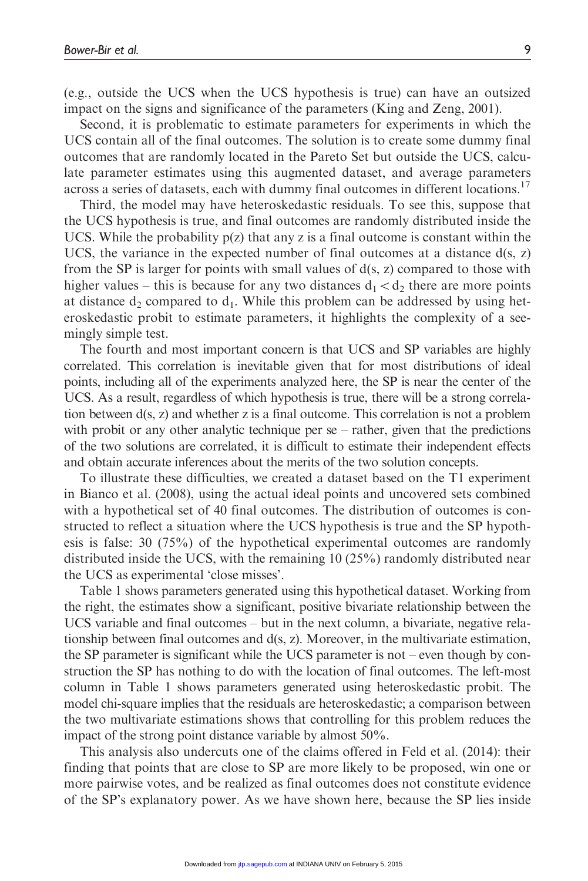(e.g., outside the UCS when the UCS hypothesis is true) can have an outsized impact on the signs and significance of the parameters (King and Zeng, 2001).

Second, it is problematic to estimate parameters for experiments in which the UCS contain all of the final outcomes. The solution is to create some dummy final outcomes that are randomly located in the Pareto Set but outside the UCS, calculate parameter estimates using this augmented dataset, and average parameters across a series of datasets, each with dummy final outcomes in different locations.[17]

Third, the model may have heteroskedastic residuals. To see this, suppose that the UCS hypothesis is true, and final outcomes are randomly distributed inside the UCS. While the probability p(z) that any z is a final outcome is constant within the UCS, the variance in the expected number of final outcomes at a distance d(s, z) from the SP is larger for points with small values of d(s, z) compared to those with higher values – this is because for any two distances $d_1 < d_2$ there are more points at distance $d_2$ compared to $d_1$. While this problem can be addressed by using heteroskedastic probit to estimate parameters, it highlights the complexity of a seemingly simple test.

The fourth and most important concern is that UCS and SP variables are highly correlated. This correlation is inevitable given that for most distributions of ideal points, including all of the experiments analyzed here, the SP is near the center of the UCS. As a result, regardless of which hypothesis is true, there will be a strong correlation between d(s, z) and whether z is a final outcome. This correlation is not a problem with probit or any other analytic technique per se – rather, given that the predictions of the two solutions are correlated, it is difficult to estimate their independent effects and obtain accurate inferences about the merits of the two solution concepts.

To illustrate these difficulties, we created a dataset based on the T1 experiment in Bianco et al. (2008), using the actual ideal points and uncovered sets combined with a hypothetical set of 40 final outcomes. The distribution of outcomes is constructed to reflect a situation where the UCS hypothesis is true and the SP hypothesis is false: 30 (75%) of the hypothetical experimental outcomes are randomly distributed inside the UCS, with the remaining 10 (25%) randomly distributed near the UCS as experimental 'close misses'.

Table 1 shows parameters generated using this hypothetical dataset. Working from the right, the estimates show a significant, positive bivariate relationship between the UCS variable and final outcomes – but in the next column, a bivariate, negative relationship between final outcomes and d(s, z). Moreover, in the multivariate estimation, the SP parameter is significant while the UCS parameter is not – even though by construction the SP has nothing to do with the location of final outcomes. The left-most column in Table 1 shows parameters generated using heteroskedastic probit. The model chi-square implies that the residuals are heteroskedastic; a comparison between the two multivariate estimations shows that controlling for this problem reduces the impact of the strong point distance variable by almost 50%.

This analysis also undercuts one of the claims offered in Feld et al. (2014): their finding that points that are close to SP are more likely to be proposed, win one or more pairwise votes, and be realized as final outcomes does not constitute evidence of the SP's explanatory power. As we have shown here, because the SP lies inside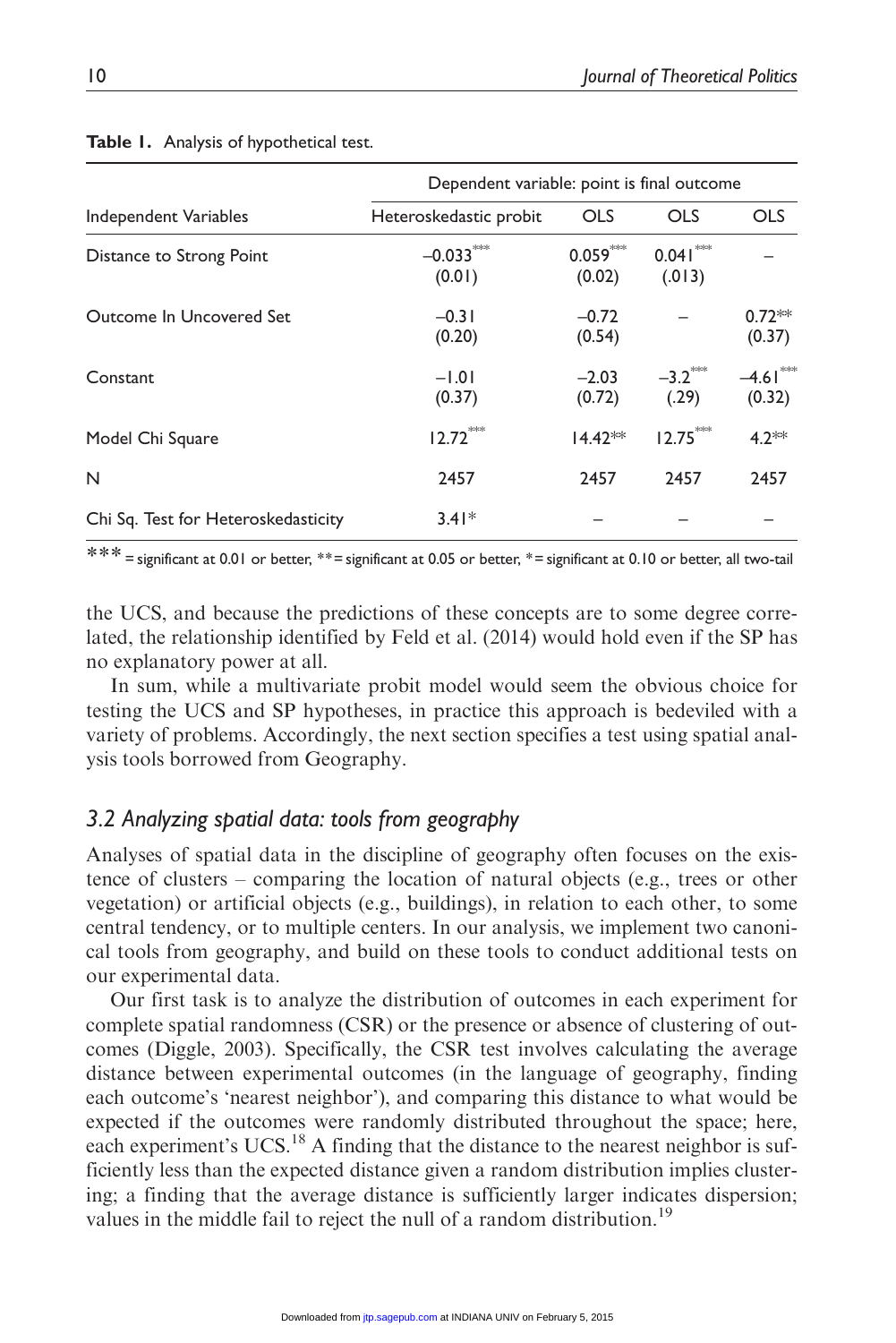**Table 1.** Analysis of hypothetical test.

| | Dependent variable: point is final outcome | | | |
|---|---|---|---|---|
| Independent Variables | Heteroskedastic probit | OLS | OLS | OLS |
| Distance to Strong Point | –0.033*** (0.01) | 0.059*** (0.02) | 0.041*** (.013) | – |
| Outcome In Uncovered Set | –0.31 (0.20) | –0.72 (0.54) | – | 0.72** (0.37) |
| Constant | –1.01 (0.37) | –2.03 (0.72) | –3.2*** (.29) | –4.61*** (0.32) |
| Model Chi Square | 12.72*** | 14.42** | 12.75*** | 4.2** |
| N | 2457 | 2457 | 2457 | 2457 |
| Chi Sq. Test for Heteroskedasticity | 3.41* | – | – | – |

*** = significant at 0.01 or better, ** = significant at 0.05 or better, * = significant at 0.10 or better, all two-tail

the UCS, and because the predictions of these concepts are to some degree correlated, the relationship identified by Feld et al. (2014) would hold even if the SP has no explanatory power at all.

In sum, while a multivariate probit model would seem the obvious choice for testing the UCS and SP hypotheses, in practice this approach is bedeviled with a variety of problems. Accordingly, the next section specifies a test using spatial analysis tools borrowed from Geography.

### *3.2 Analyzing spatial data: tools from geography*

Analyses of spatial data in the discipline of geography often focuses on the existence of clusters – comparing the location of natural objects (e.g., trees or other vegetation) or artificial objects (e.g., buildings), in relation to each other, to some central tendency, or to multiple centers. In our analysis, we implement two canonical tools from geography, and build on these tools to conduct additional tests on our experimental data.

Our first task is to analyze the distribution of outcomes in each experiment for complete spatial randomness (CSR) or the presence or absence of clustering of outcomes (Diggle, 2003). Specifically, the CSR test involves calculating the average distance between experimental outcomes (in the language of geography, finding each outcome's 'nearest neighbor'), and comparing this distance to what would be expected if the outcomes were randomly distributed throughout the space; here, each experiment's UCS.[18] A finding that the distance to the nearest neighbor is sufficiently less than the expected distance given a random distribution implies clustering; a finding that the average distance is sufficiently larger indicates dispersion; values in the middle fail to reject the null of a random distribution.[19]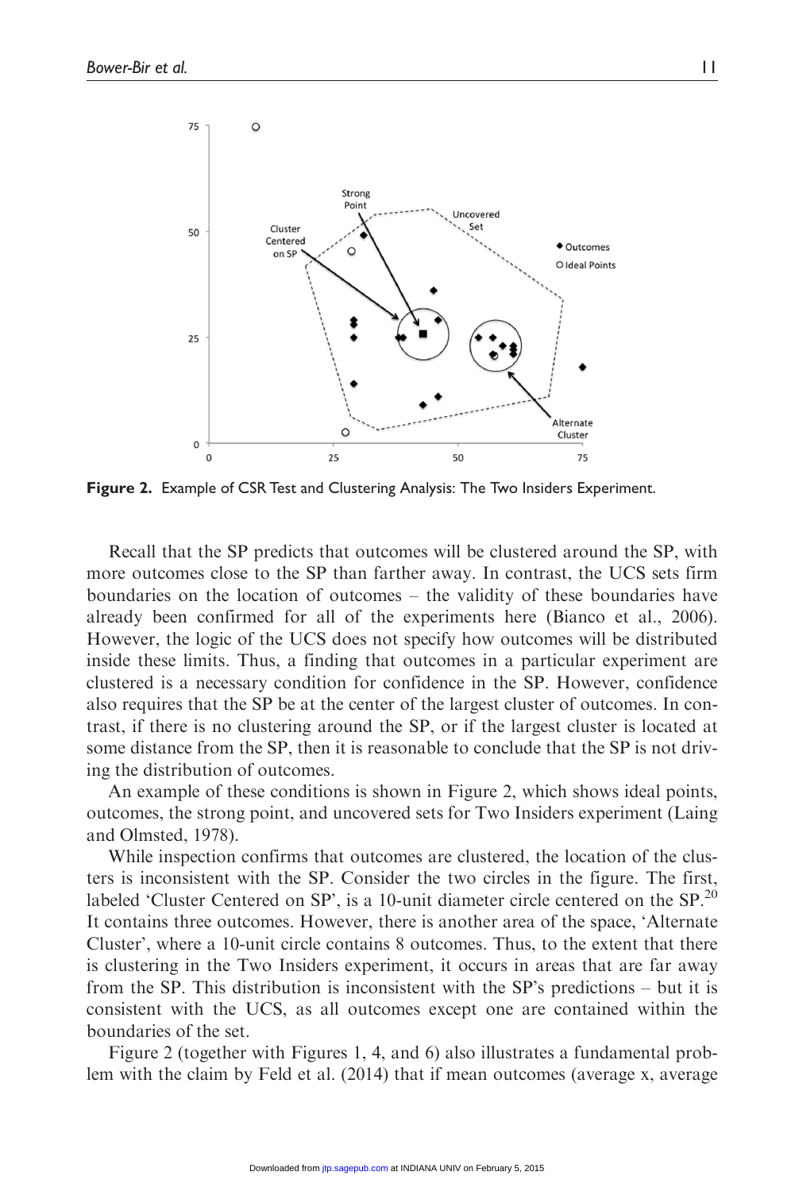**Figure 2.** Example of CSR Test and Clustering Analysis: The Two Insiders Experiment.

Recall that the SP predicts that outcomes will be clustered around the SP, with more outcomes close to the SP than farther away. In contrast, the UCS sets firm boundaries on the location of outcomes – the validity of these boundaries have already been confirmed for all of the experiments here (Bianco et al., 2006). However, the logic of the UCS does not specify how outcomes will be distributed inside these limits. Thus, a finding that outcomes in a particular experiment are clustered is a necessary condition for confidence in the SP. However, confidence also requires that the SP be at the center of the largest cluster of outcomes. In contrast, if there is no clustering around the SP, or if the largest cluster is located at some distance from the SP, then it is reasonable to conclude that the SP is not driving the distribution of outcomes.

An example of these conditions is shown in Figure 2, which shows ideal points, outcomes, the strong point, and uncovered sets for Two Insiders experiment (Laing and Olmsted, 1978).

While inspection confirms that outcomes are clustered, the location of the clusters is inconsistent with the SP. Consider the two circles in the figure. The first, labeled 'Cluster Centered on SP', is a 10-unit diameter circle centered on the SP.[20] It contains three outcomes. However, there is another area of the space, 'Alternate Cluster', where a 10-unit circle contains 8 outcomes. Thus, to the extent that there is clustering in the Two Insiders experiment, it occurs in areas that are far away from the SP. This distribution is inconsistent with the SP's predictions – but it is consistent with the UCS, as all outcomes except one are contained within the boundaries of the set.

Figure 2 (together with Figures 1, 4, and 6) also illustrates a fundamental problem with the claim by Feld et al. (2014) that if mean outcomes (average x, average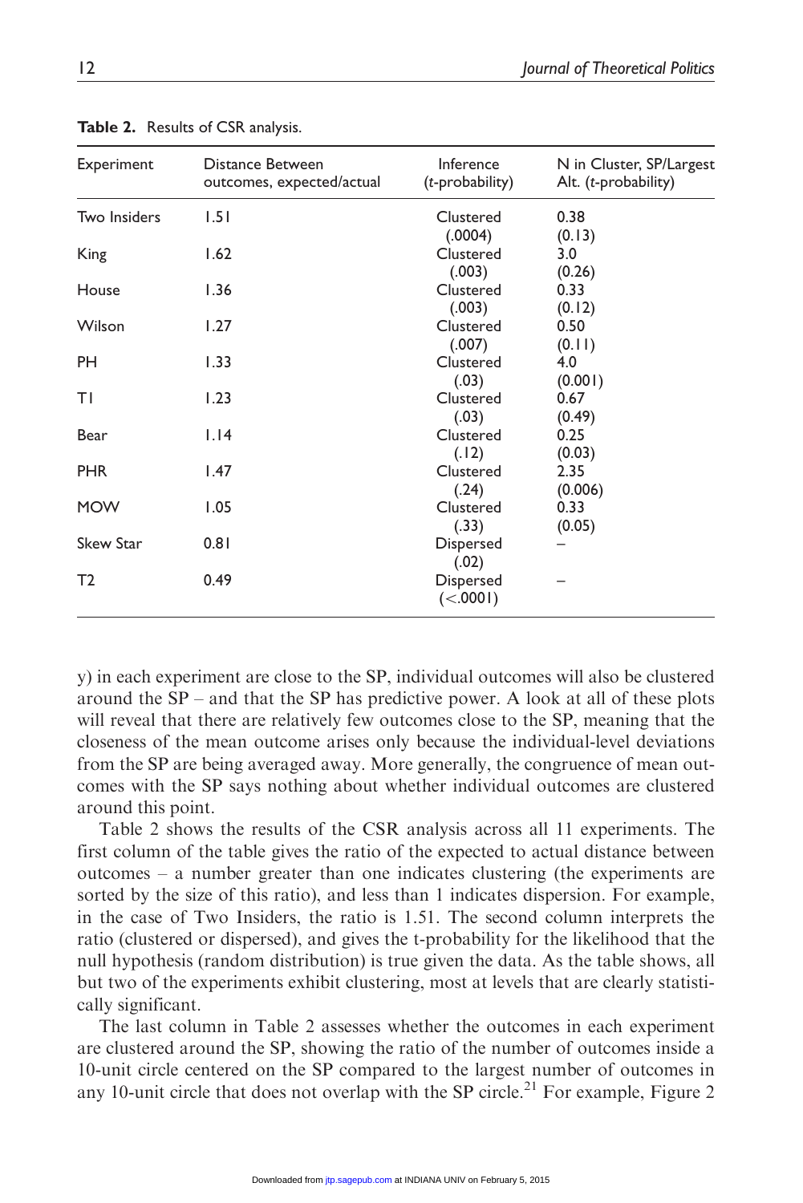**Table 2.** Results of CSR analysis.

| Experiment | Distance Between outcomes, expected/actual | Inference (*t*-probability) | N in Cluster, SP/Largest Alt. (*t*-probability) |
|---|---|---|---|
| Two Insiders | 1.51 | Clustered (.0004) | 0.38 (0.13) |
| King | 1.62 | Clustered (.003) | 3.0 (0.26) |
| House | 1.36 | Clustered (.003) | 0.33 (0.12) |
| Wilson | 1.27 | Clustered (.007) | 0.50 (0.11) |
| PH | 1.33 | Clustered (.03) | 4.0 (0.001) |
| TI | 1.23 | Clustered (.03) | 0.67 (0.49) |
| Bear | 1.14 | Clustered (.12) | 0.25 (0.03) |
| PHR | 1.47 | Clustered (.24) | 2.35 (0.006) |
| MOW | 1.05 | Clustered (.33) | 0.33 (0.05) |
| Skew Star | 0.81 | Dispersed (.02) | – |
| T2 | 0.49 | Dispersed (<.0001) | – |

y) in each experiment are close to the SP, individual outcomes will also be clustered around the SP – and that the SP has predictive power. A look at all of these plots will reveal that there are relatively few outcomes close to the SP, meaning that the closeness of the mean outcome arises only because the individual-level deviations from the SP are being averaged away. More generally, the congruence of mean outcomes with the SP says nothing about whether individual outcomes are clustered around this point.

Table 2 shows the results of the CSR analysis across all 11 experiments. The first column of the table gives the ratio of the expected to actual distance between outcomes – a number greater than one indicates clustering (the experiments are sorted by the size of this ratio), and less than 1 indicates dispersion. For example, in the case of Two Insiders, the ratio is 1.51. The second column interprets the ratio (clustered or dispersed), and gives the t-probability for the likelihood that the null hypothesis (random distribution) is true given the data. As the table shows, all but two of the experiments exhibit clustering, most at levels that are clearly statistically significant.

The last column in Table 2 assesses whether the outcomes in each experiment are clustered around the SP, showing the ratio of the number of outcomes inside a 10-unit circle centered on the SP compared to the largest number of outcomes in any 10-unit circle that does not overlap with the SP circle.[21] For example, Figure 2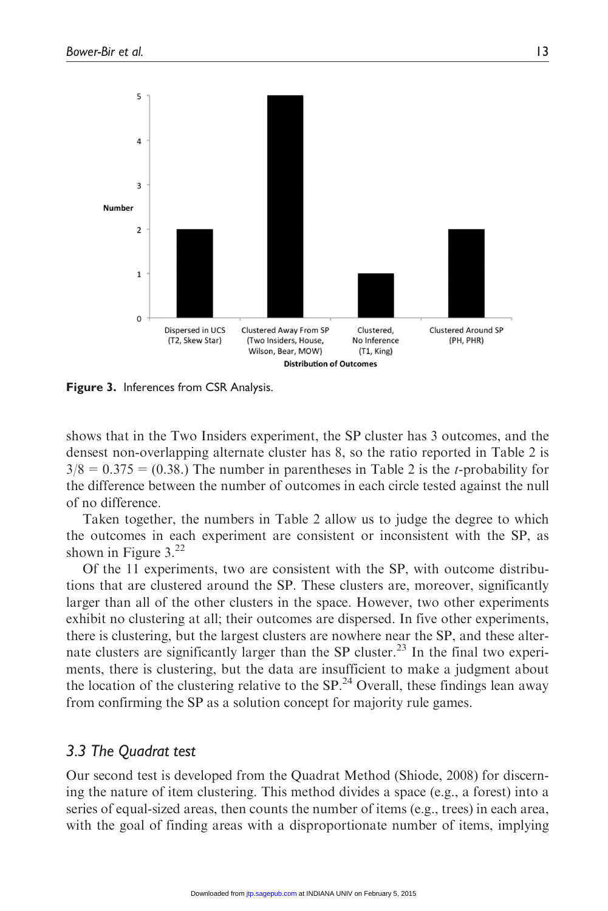**Figure 3.** Inferences from CSR Analysis.

shows that in the Two Insiders experiment, the SP cluster has 3 outcomes, and the densest non-overlapping alternate cluster has 8, so the ratio reported in Table 2 is $3/8 = 0.375 = (0.38.)$ The number in parentheses in Table 2 is the *t*-probability for the difference between the number of outcomes in each circle tested against the null of no difference.

Taken together, the numbers in Table 2 allow us to judge the degree to which the outcomes in each experiment are consistent or inconsistent with the SP, as shown in Figure 3.[22]

Of the 11 experiments, two are consistent with the SP, with outcome distributions that are clustered around the SP. These clusters are, moreover, significantly larger than all of the other clusters in the space. However, two other experiments exhibit no clustering at all; their outcomes are dispersed. In five other experiments, there is clustering, but the largest clusters are nowhere near the SP, and these alternate clusters are significantly larger than the SP cluster.[23] In the final two experiments, there is clustering, but the data are insufficient to make a judgment about the location of the clustering relative to the SP.[24] Overall, these findings lean away from confirming the SP as a solution concept for majority rule games.

### 3.3 The Quadrat test

Our second test is developed from the Quadrat Method (Shiode, 2008) for discerning the nature of item clustering. This method divides a space (e.g., a forest) into a series of equal-sized areas, then counts the number of items (e.g., trees) in each area, with the goal of finding areas with a disproportionate number of items, implying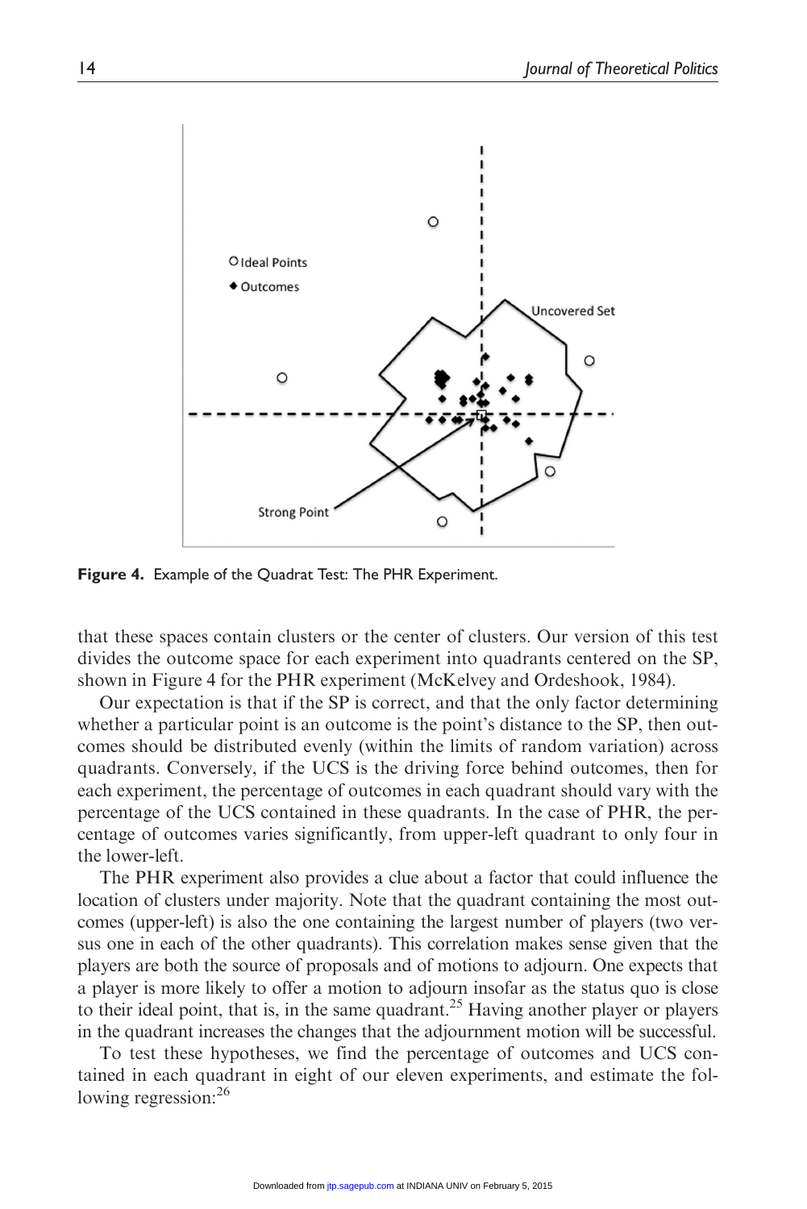**Figure 4.** Example of the Quadrat Test: The PHR Experiment.

that these spaces contain clusters or the center of clusters. Our version of this test divides the outcome space for each experiment into quadrants centered on the SP, shown in Figure 4 for the PHR experiment (McKelvey and Ordeshook, 1984).

Our expectation is that if the SP is correct, and that the only factor determining whether a particular point is an outcome is the point's distance to the SP, then outcomes should be distributed evenly (within the limits of random variation) across quadrants. Conversely, if the UCS is the driving force behind outcomes, then for each experiment, the percentage of outcomes in each quadrant should vary with the percentage of the UCS contained in these quadrants. In the case of PHR, the percentage of outcomes varies significantly, from upper-left quadrant to only four in the lower-left.

The PHR experiment also provides a clue about a factor that could influence the location of clusters under majority. Note that the quadrant containing the most outcomes (upper-left) is also the one containing the largest number of players (two versus one in each of the other quadrants). This correlation makes sense given that the players are both the source of proposals and of motions to adjourn. One expects that a player is more likely to offer a motion to adjourn insofar as the status quo is close to their ideal point, that is, in the same quadrant.[25] Having another player or players in the quadrant increases the changes that the adjournment motion will be successful.

To test these hypotheses, we find the percentage of outcomes and UCS contained in each quadrant in eight of our eleven experiments, and estimate the following regression:[26]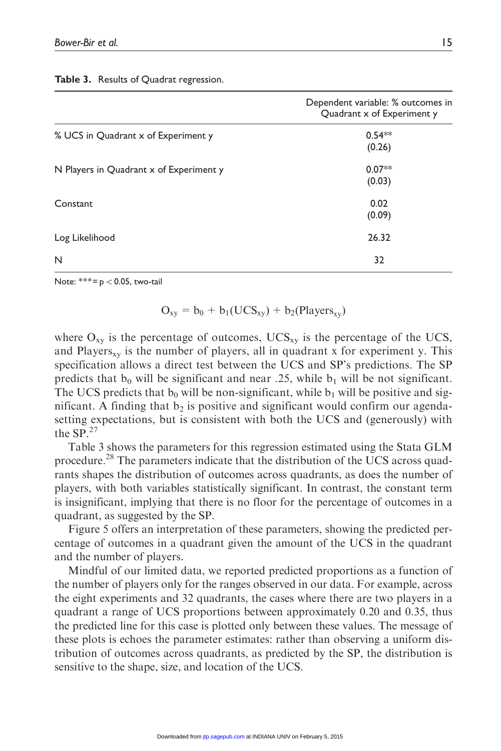**Table 3.** Results of Quadrat regression.

| | Dependent variable: % outcomes in Quadrant x of Experiment y |
|---|---|
| % UCS in Quadrant x of Experiment y | 0.54** (0.26) |
| N Players in Quadrant x of Experiment y | 0.07** (0.03) |
| Constant | 0.02 (0.09) |
| Log Likelihood | 26.32 |
| N | 32 |

Note: *** = $p < 0.05$, two-tail

$$O_{xy} = b_0 + b_1(UCS_{xy}) + b_2(Players_{xy})$$

where $O_{xy}$ is the percentage of outcomes, $UCS_{xy}$ is the percentage of the UCS, and $Players_{xy}$ is the number of players, all in quadrant x for experiment y. This specification allows a direct test between the UCS and SP's predictions. The SP predicts that $b_0$ will be significant and near .25, while $b_1$ will be not significant. The UCS predicts that $b_0$ will be non-significant, while $b_1$ will be positive and significant. A finding that $b_2$ is positive and significant would confirm our agenda-setting expectations, but is consistent with both the UCS and (generously) with the SP.[27]

Table 3 shows the parameters for this regression estimated using the Stata GLM procedure.[28] The parameters indicate that the distribution of the UCS across quadrants shapes the distribution of outcomes across quadrants, as does the number of players, with both variables statistically significant. In contrast, the constant term is insignificant, implying that there is no floor for the percentage of outcomes in a quadrant, as suggested by the SP.

Figure 5 offers an interpretation of these parameters, showing the predicted percentage of outcomes in a quadrant given the amount of the UCS in the quadrant and the number of players.

Mindful of our limited data, we reported predicted proportions as a function of the number of players only for the ranges observed in our data. For example, across the eight experiments and 32 quadrants, the cases where there are two players in a quadrant a range of UCS proportions between approximately 0.20 and 0.35, thus the predicted line for this case is plotted only between these values. The message of these plots is echoes the parameter estimates: rather than observing a uniform distribution of outcomes across quadrants, as predicted by the SP, the distribution is sensitive to the shape, size, and location of the UCS.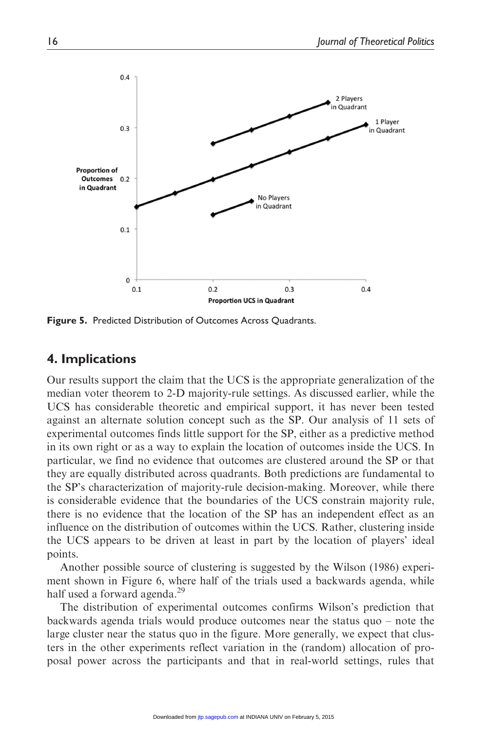Figure 5. Predicted Distribution of Outcomes Across Quadrants.

## 4. Implications

Our results support the claim that the UCS is the appropriate generalization of the median voter theorem to 2-D majority-rule settings. As discussed earlier, while the UCS has considerable theoretic and empirical support, it has never been tested against an alternate solution concept such as the SP. Our analysis of 11 sets of experimental outcomes finds little support for the SP, either as a predictive method in its own right or as a way to explain the location of outcomes inside the UCS. In particular, we find no evidence that outcomes are clustered around the SP or that they are equally distributed across quadrants. Both predictions are fundamental to the SP's characterization of majority-rule decision-making. Moreover, while there is considerable evidence that the boundaries of the UCS constrain majority rule, there is no evidence that the location of the SP has an independent effect as an influence on the distribution of outcomes within the UCS. Rather, clustering inside the UCS appears to be driven at least in part by the location of players' ideal points.

Another possible source of clustering is suggested by the Wilson (1986) experiment shown in Figure 6, where half of the trials used a backwards agenda, while half used a forward agenda.[29]

The distribution of experimental outcomes confirms Wilson's prediction that backwards agenda trials would produce outcomes near the status quo – note the large cluster near the status quo in the figure. More generally, we expect that clusters in the other experiments reflect variation in the (random) allocation of proposal power across the participants and that in real-world settings, rules that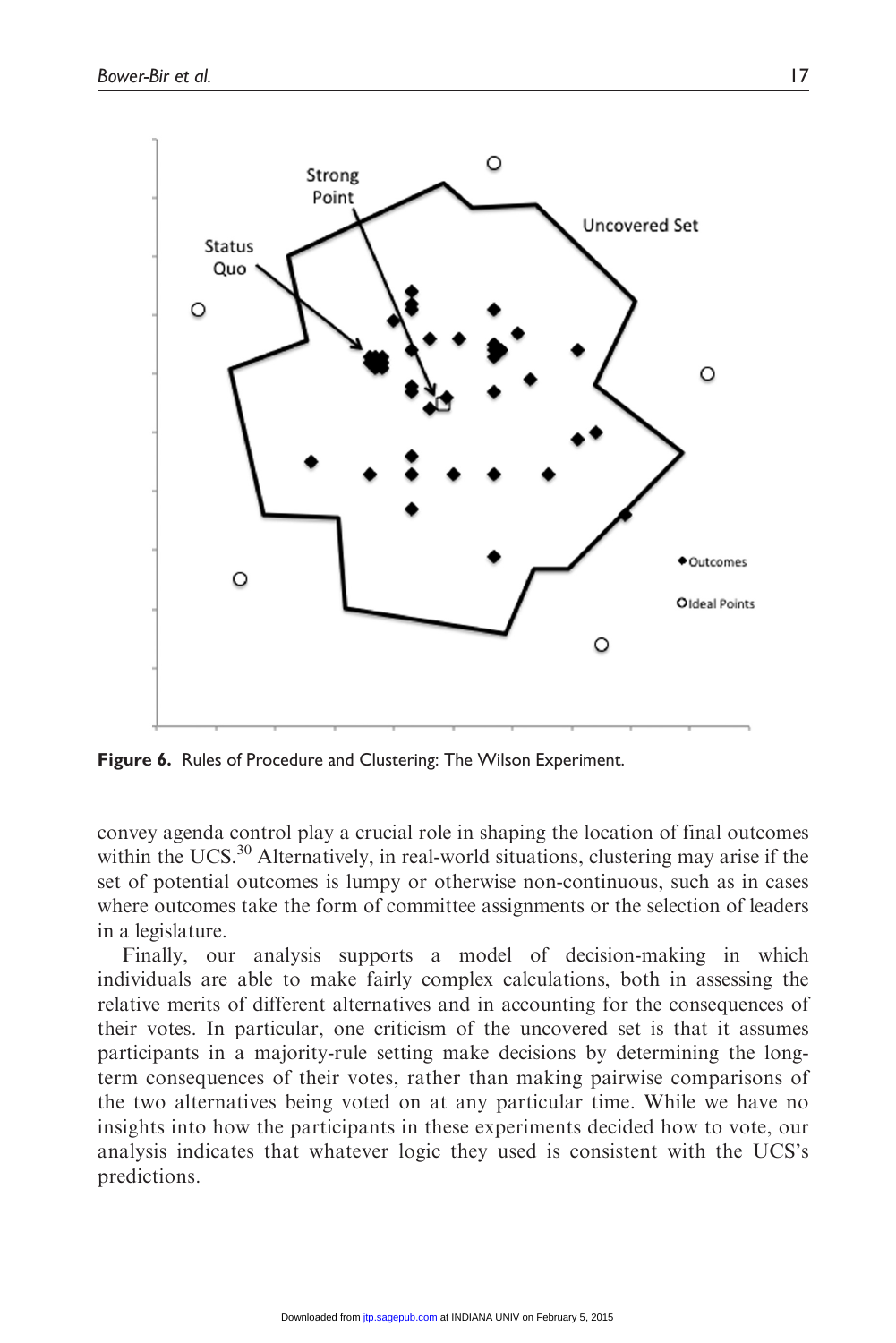**Figure 6.** Rules of Procedure and Clustering: The Wilson Experiment.

convey agenda control play a crucial role in shaping the location of final outcomes within the UCS.[30] Alternatively, in real-world situations, clustering may arise if the set of potential outcomes is lumpy or otherwise non-continuous, such as in cases where outcomes take the form of committee assignments or the selection of leaders in a legislature.

Finally, our analysis supports a model of decision-making in which individuals are able to make fairly complex calculations, both in assessing the relative merits of different alternatives and in accounting for the consequences of their votes. In particular, one criticism of the uncovered set is that it assumes participants in a majority-rule setting make decisions by determining the long-term consequences of their votes, rather than making pairwise comparisons of the two alternatives being voted on at any particular time. While we have no insights into how the participants in these experiments decided how to vote, our analysis indicates that whatever logic they used is consistent with the UCS's predictions.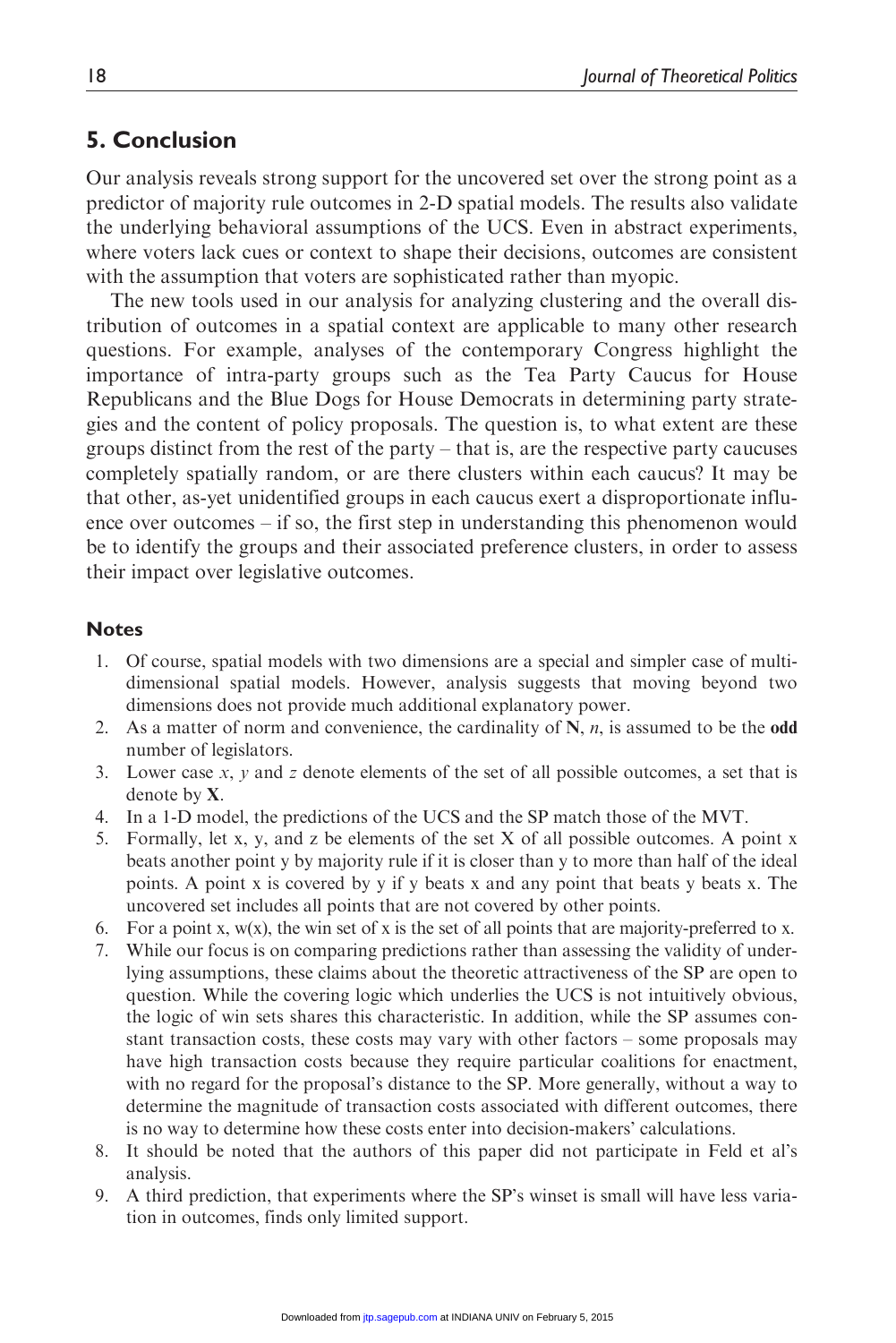## 5. Conclusion

Our analysis reveals strong support for the uncovered set over the strong point as a predictor of majority rule outcomes in 2-D spatial models. The results also validate the underlying behavioral assumptions of the UCS. Even in abstract experiments, where voters lack cues or context to shape their decisions, outcomes are consistent with the assumption that voters are sophisticated rather than myopic.

The new tools used in our analysis for analyzing clustering and the overall distribution of outcomes in a spatial context are applicable to many other research questions. For example, analyses of the contemporary Congress highlight the importance of intra-party groups such as the Tea Party Caucus for House Republicans and the Blue Dogs for House Democrats in determining party strategies and the content of policy proposals. The question is, to what extent are these groups distinct from the rest of the party – that is, are the respective party caucuses completely spatially random, or are there clusters within each caucus? It may be that other, as-yet unidentified groups in each caucus exert a disproportionate influence over outcomes – if so, the first step in understanding this phenomenon would be to identify the groups and their associated preference clusters, in order to assess their impact over legislative outcomes.

### Notes

1. Of course, spatial models with two dimensions are a special and simpler case of multidimensional spatial models. However, analysis suggests that moving beyond two dimensions does not provide much additional explanatory power.
2. As a matter of norm and convenience, the cardinality of **N**, $n$, is assumed to be the **odd** number of legislators.
3. Lower case $x$, $y$ and $z$ denote elements of the set of all possible outcomes, a set that is denote by **X**.
4. In a 1-D model, the predictions of the UCS and the SP match those of the MVT.
5. Formally, let x, y, and z be elements of the set X of all possible outcomes. A point x beats another point y by majority rule if it is closer than y to more than half of the ideal points. A point x is covered by y if y beats x and any point that beats y beats x. The uncovered set includes all points that are not covered by other points.
6. For a point x, w(x), the win set of x is the set of all points that are majority-preferred to x.
7. While our focus is on comparing predictions rather than assessing the validity of underlying assumptions, these claims about the theoretic attractiveness of the SP are open to question. While the covering logic which underlies the UCS is not intuitively obvious, the logic of win sets shares this characteristic. In addition, while the SP assumes constant transaction costs, these costs may vary with other factors – some proposals may have high transaction costs because they require particular coalitions for enactment, with no regard for the proposal's distance to the SP. More generally, without a way to determine the magnitude of transaction costs associated with different outcomes, there is no way to determine how these costs enter into decision-makers' calculations.
8. It should be noted that the authors of this paper did not participate in Feld et al's analysis.
9. A third prediction, that experiments where the SP's winset is small will have less variation in outcomes, finds only limited support.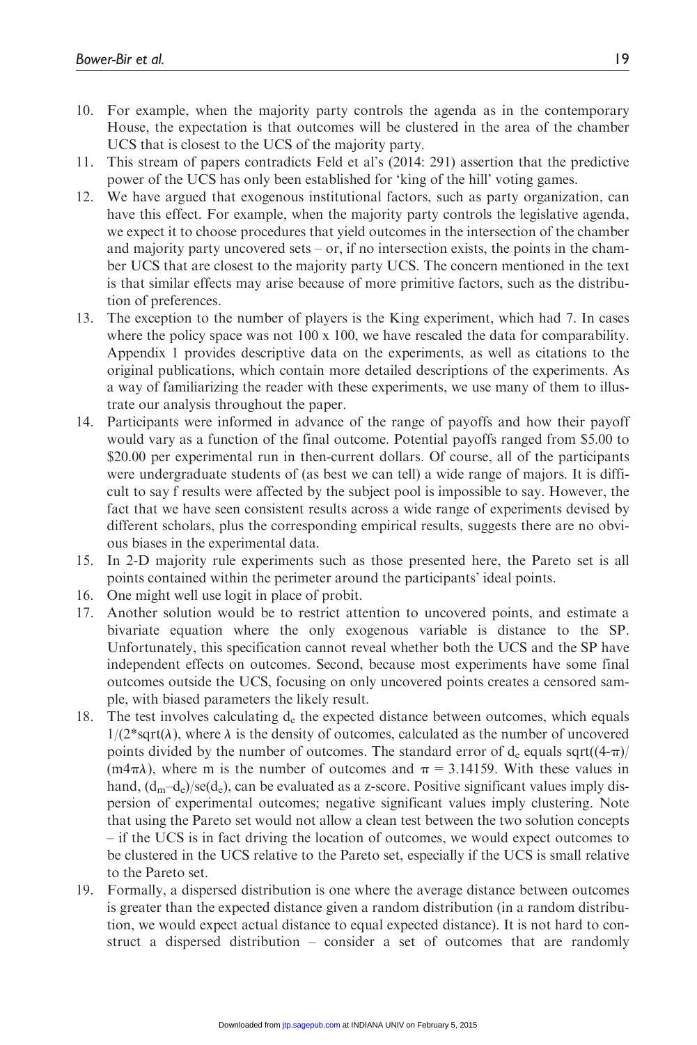10. For example, when the majority party controls the agenda as in the contemporary House, the expectation is that outcomes will be clustered in the area of the chamber UCS that is closest to the UCS of the majority party.
11. This stream of papers contradicts Feld et al's (2014: 291) assertion that the predictive power of the UCS has only been established for 'king of the hill' voting games.
12. We have argued that exogenous institutional factors, such as party organization, can have this effect. For example, when the majority party controls the legislative agenda, we expect it to choose procedures that yield outcomes in the intersection of the chamber and majority party uncovered sets – or, if no intersection exists, the points in the chamber UCS that are closest to the majority party UCS. The concern mentioned in the text is that similar effects may arise because of more primitive factors, such as the distribution of preferences.
13. The exception to the number of players is the King experiment, which had 7. In cases where the policy space was not 100 x 100, we have rescaled the data for comparability. Appendix 1 provides descriptive data on the experiments, as well as citations to the original publications, which contain more detailed descriptions of the experiments. As a way of familiarizing the reader with these experiments, we use many of them to illustrate our analysis throughout the paper.
14. Participants were informed in advance of the range of payoffs and how their payoff would vary as a function of the final outcome. Potential payoffs ranged from $5.00 to $20.00 per experimental run in then-current dollars. Of course, all of the participants were undergraduate students of (as best we can tell) a wide range of majors. It is difficult to say f results were affected by the subject pool is impossible to say. However, the fact that we have seen consistent results across a wide range of experiments devised by different scholars, plus the corresponding empirical results, suggests there are no obvious biases in the experimental data.
15. In 2-D majority rule experiments such as those presented here, the Pareto set is all points contained within the perimeter around the participants' ideal points.
16. One might well use logit in place of probit.
17. Another solution would be to restrict attention to uncovered points, and estimate a bivariate equation where the only exogenous variable is distance to the SP. Unfortunately, this specification cannot reveal whether both the UCS and the SP have independent effects on outcomes. Second, because most experiments have some final outcomes outside the UCS, focusing on only uncovered points creates a censored sample, with biased parameters the likely result.
18. The test involves calculating $d_e$ the expected distance between outcomes, which equals $1/(2*\text{sqrt}(\lambda)$, where $\lambda$ is the density of outcomes, calculated as the number of uncovered points divided by the number of outcomes. The standard error of $d_e$ equals $\text{sqrt}((4\text{-}\pi)/(m4\pi\lambda)$, where m is the number of outcomes and $\pi$ = 3.14159. With these values in hand, $(d_m\text{–}d_e)/se(d_e)$, can be evaluated as a z-score. Positive significant values imply dispersion of experimental outcomes; negative significant values imply clustering. Note that using the Pareto set would not allow a clean test between the two solution concepts – if the UCS is in fact driving the location of outcomes, we would expect outcomes to be clustered in the UCS relative to the Pareto set, especially if the UCS is small relative to the Pareto set.
19. Formally, a dispersed distribution is one where the average distance between outcomes is greater than the expected distance given a random distribution (in a random distribution, we would expect actual distance to equal expected distance). It is not hard to construct a dispersed distribution – consider a set of outcomes that are randomly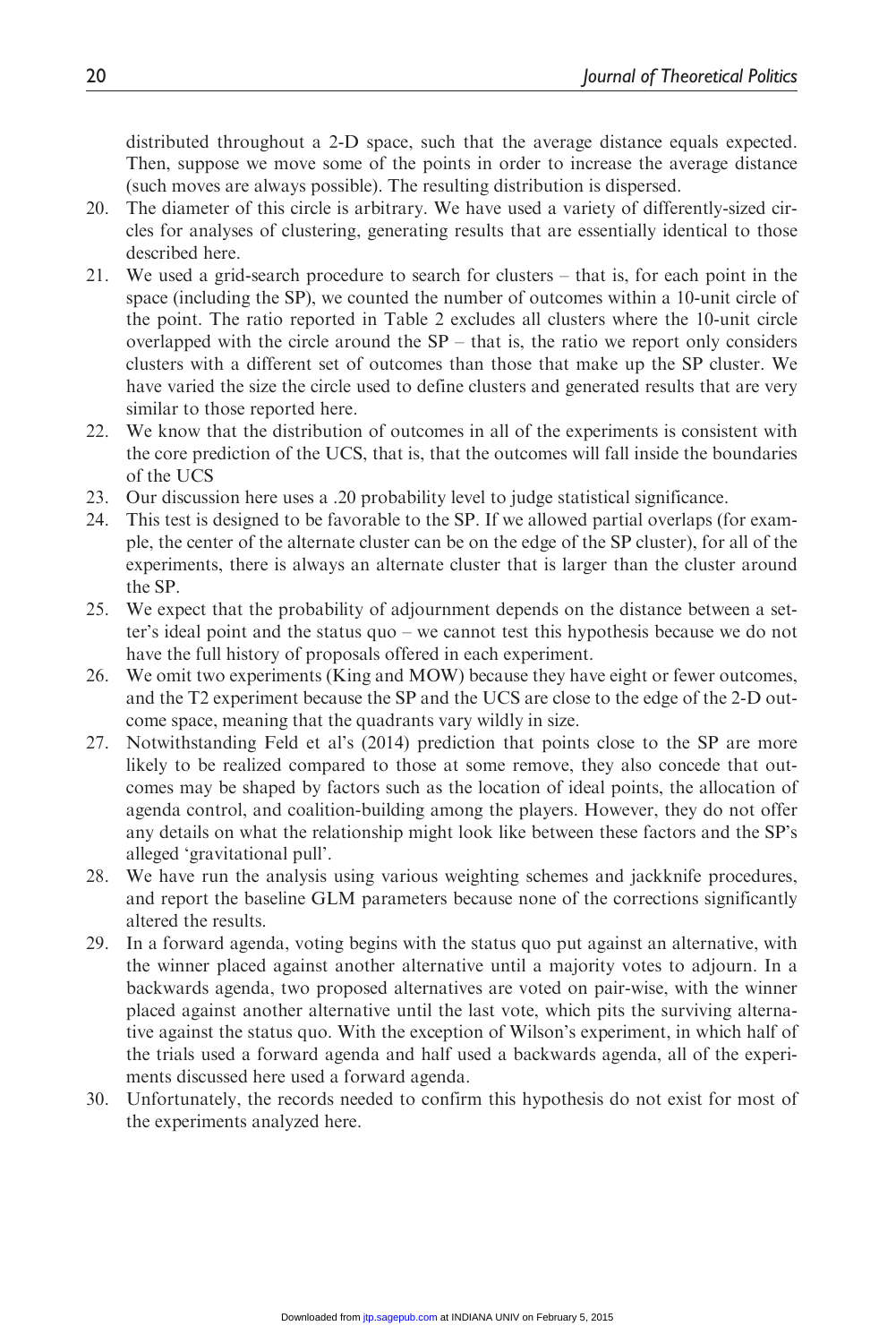distributed throughout a 2-D space, such that the average distance equals expected. Then, suppose we move some of the points in order to increase the average distance (such moves are always possible). The resulting distribution is dispersed.

20. The diameter of this circle is arbitrary. We have used a variety of differently-sized circles for analyses of clustering, generating results that are essentially identical to those described here.
21. We used a grid-search procedure to search for clusters – that is, for each point in the space (including the SP), we counted the number of outcomes within a 10-unit circle of the point. The ratio reported in Table 2 excludes all clusters where the 10-unit circle overlapped with the circle around the SP – that is, the ratio we report only considers clusters with a different set of outcomes than those that make up the SP cluster. We have varied the size the circle used to define clusters and generated results that are very similar to those reported here.
22. We know that the distribution of outcomes in all of the experiments is consistent with the core prediction of the UCS, that is, that the outcomes will fall inside the boundaries of the UCS
23. Our discussion here uses a .20 probability level to judge statistical significance.
24. This test is designed to be favorable to the SP. If we allowed partial overlaps (for example, the center of the alternate cluster can be on the edge of the SP cluster), for all of the experiments, there is always an alternate cluster that is larger than the cluster around the SP.
25. We expect that the probability of adjournment depends on the distance between a setter's ideal point and the status quo – we cannot test this hypothesis because we do not have the full history of proposals offered in each experiment.
26. We omit two experiments (King and MOW) because they have eight or fewer outcomes, and the T2 experiment because the SP and the UCS are close to the edge of the 2-D outcome space, meaning that the quadrants vary wildly in size.
27. Notwithstanding Feld et al's (2014) prediction that points close to the SP are more likely to be realized compared to those at some remove, they also concede that outcomes may be shaped by factors such as the location of ideal points, the allocation of agenda control, and coalition-building among the players. However, they do not offer any details on what the relationship might look like between these factors and the SP's alleged 'gravitational pull'.
28. We have run the analysis using various weighting schemes and jackknife procedures, and report the baseline GLM parameters because none of the corrections significantly altered the results.
29. In a forward agenda, voting begins with the status quo put against an alternative, with the winner placed against another alternative until a majority votes to adjourn. In a backwards agenda, two proposed alternatives are voted on pair-wise, with the winner placed against another alternative until the last vote, which pits the surviving alternative against the status quo. With the exception of Wilson's experiment, in which half of the trials used a forward agenda and half used a backwards agenda, all of the experiments discussed here used a forward agenda.
30. Unfortunately, the records needed to confirm this hypothesis do not exist for most of the experiments analyzed here.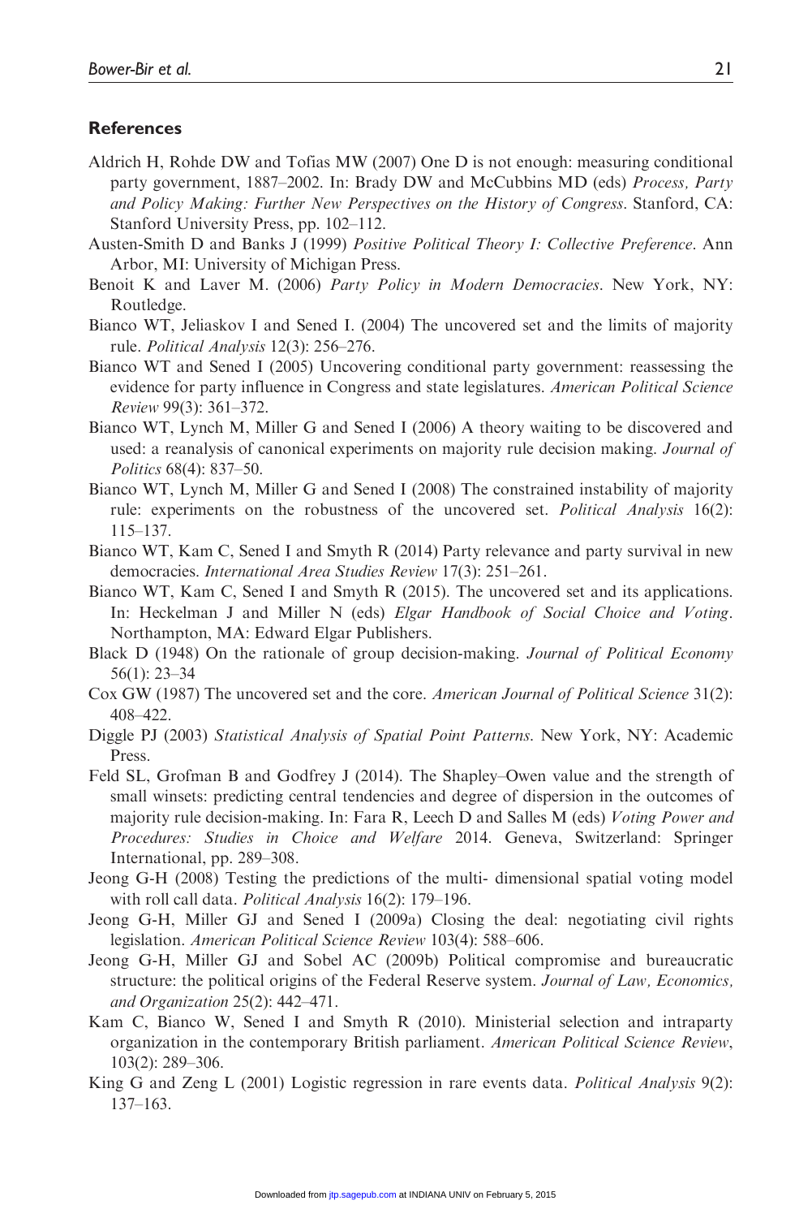## References

Aldrich H, Rohde DW and Tofias MW (2007) One D is not enough: measuring conditional party government, 1887–2002. In: Brady DW and McCubbins MD (eds) *Process, Party and Policy Making: Further New Perspectives on the History of Congress*. Stanford, CA: Stanford University Press, pp. 102–112.

Austen-Smith D and Banks J (1999) *Positive Political Theory I: Collective Preference*. Ann Arbor, MI: University of Michigan Press.

Benoit K and Laver M. (2006) *Party Policy in Modern Democracies*. New York, NY: Routledge.

Bianco WT, Jeliaskov I and Sened I. (2004) The uncovered set and the limits of majority rule. *Political Analysis* 12(3): 256–276.

Bianco WT and Sened I (2005) Uncovering conditional party government: reassessing the evidence for party influence in Congress and state legislatures. *American Political Science Review* 99(3): 361–372.

Bianco WT, Lynch M, Miller G and Sened I (2006) A theory waiting to be discovered and used: a reanalysis of canonical experiments on majority rule decision making. *Journal of Politics* 68(4): 837–50.

Bianco WT, Lynch M, Miller G and Sened I (2008) The constrained instability of majority rule: experiments on the robustness of the uncovered set. *Political Analysis* 16(2): 115–137.

Bianco WT, Kam C, Sened I and Smyth R (2014) Party relevance and party survival in new democracies. *International Area Studies Review* 17(3): 251–261.

Bianco WT, Kam C, Sened I and Smyth R (2015). The uncovered set and its applications. In: Heckelman J and Miller N (eds) *Elgar Handbook of Social Choice and Voting*. Northampton, MA: Edward Elgar Publishers.

Black D (1948) On the rationale of group decision-making. *Journal of Political Economy* 56(1): 23–34

Cox GW (1987) The uncovered set and the core. *American Journal of Political Science* 31(2): 408–422.

Diggle PJ (2003) *Statistical Analysis of Spatial Point Patterns*. New York, NY: Academic Press.

Feld SL, Grofman B and Godfrey J (2014). The Shapley–Owen value and the strength of small winsets: predicting central tendencies and degree of dispersion in the outcomes of majority rule decision-making. In: Fara R, Leech D and Salles M (eds) *Voting Power and Procedures: Studies in Choice and Welfare* 2014. Geneva, Switzerland: Springer International, pp. 289–308.

Jeong G-H (2008) Testing the predictions of the multi- dimensional spatial voting model with roll call data. *Political Analysis* 16(2): 179–196.

Jeong G-H, Miller GJ and Sened I (2009a) Closing the deal: negotiating civil rights legislation. *American Political Science Review* 103(4): 588–606.

Jeong G-H, Miller GJ and Sobel AC (2009b) Political compromise and bureaucratic structure: the political origins of the Federal Reserve system. *Journal of Law, Economics, and Organization* 25(2): 442–471.

Kam C, Bianco W, Sened I and Smyth R (2010). Ministerial selection and intraparty organization in the contemporary British parliament. *American Political Science Review*, 103(2): 289–306.

King G and Zeng L (2001) Logistic regression in rare events data. *Political Analysis* 9(2): 137–163.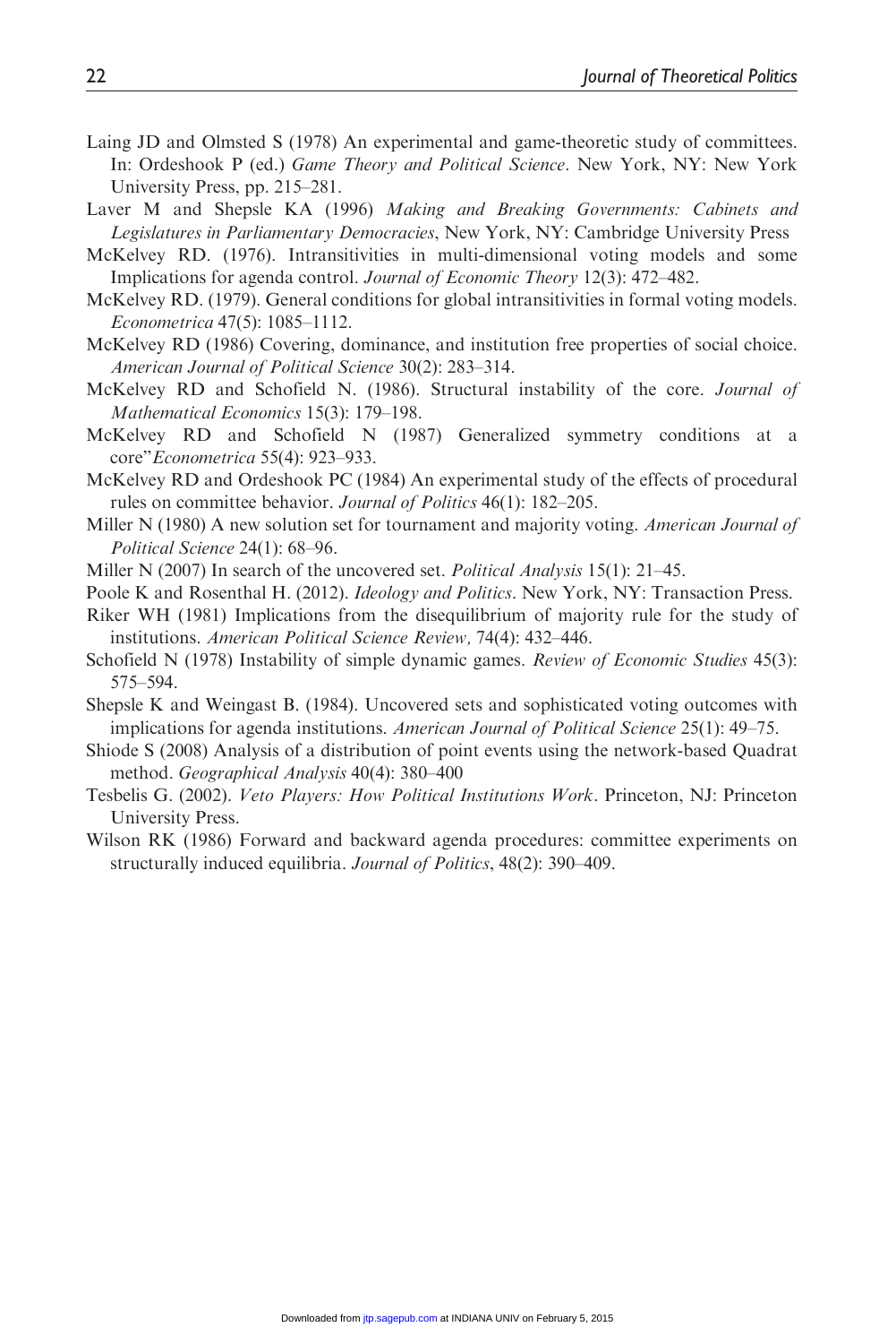Laing JD and Olmsted S (1978) An experimental and game-theoretic study of committees. In: Ordeshook P (ed.) *Game Theory and Political Science*. New York, NY: New York University Press, pp. 215–281.

Laver M and Shepsle KA (1996) *Making and Breaking Governments: Cabinets and Legislatures in Parliamentary Democracies*, New York, NY: Cambridge University Press

McKelvey RD. (1976). Intransitivities in multi-dimensional voting models and some Implications for agenda control. *Journal of Economic Theory* 12(3): 472–482.

McKelvey RD. (1979). General conditions for global intransitivities in formal voting models. *Econometrica* 47(5): 1085–1112.

McKelvey RD (1986) Covering, dominance, and institution free properties of social choice. *American Journal of Political Science* 30(2): 283–314.

McKelvey RD and Schofield N. (1986). Structural instability of the core. *Journal of Mathematical Economics* 15(3): 179–198.

McKelvey RD and Schofield N (1987) Generalized symmetry conditions at a core"*Econometrica* 55(4): 923–933.

McKelvey RD and Ordeshook PC (1984) An experimental study of the effects of procedural rules on committee behavior. *Journal of Politics* 46(1): 182–205.

Miller N (1980) A new solution set for tournament and majority voting. *American Journal of Political Science* 24(1): 68–96.

Miller N (2007) In search of the uncovered set. *Political Analysis* 15(1): 21–45.

Poole K and Rosenthal H. (2012). *Ideology and Politics*. New York, NY: Transaction Press.

Riker WH (1981) Implications from the disequilibrium of majority rule for the study of institutions. *American Political Science Review,* 74(4): 432–446.

Schofield N (1978) Instability of simple dynamic games. *Review of Economic Studies* 45(3): 575–594.

Shepsle K and Weingast B. (1984). Uncovered sets and sophisticated voting outcomes with implications for agenda institutions. *American Journal of Political Science* 25(1): 49–75.

Shiode S (2008) Analysis of a distribution of point events using the network-based Quadrat method. *Geographical Analysis* 40(4): 380–400

Tesbelis G. (2002). *Veto Players: How Political Institutions Work*. Princeton, NJ: Princeton University Press.

Wilson RK (1986) Forward and backward agenda procedures: committee experiments on structurally induced equilibria. *Journal of Politics*, 48(2): 390–409.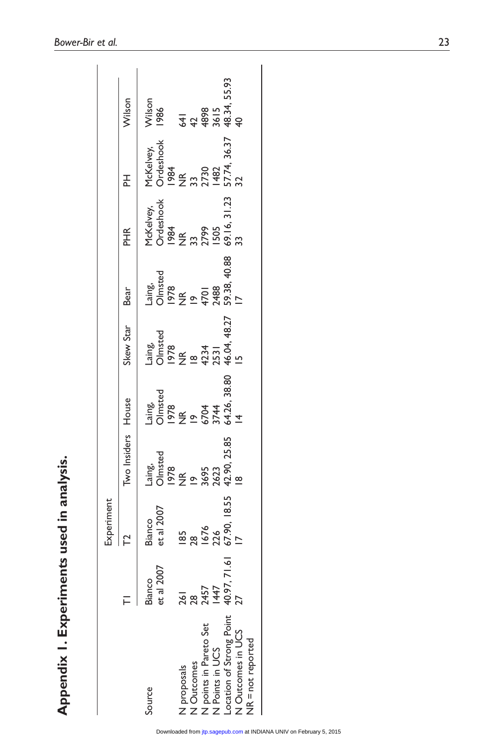## Appendix 1. Experiments used in analysis.

| | Experiment | | | | | | | | |
|---|---|---|---|---|---|---|---|---|---|
| | T1 | T2 | Two Insiders | House | Skew Star | Bear | PHR | PH | Wilson |
| Source | Bianco et al 2007 | Bianco et al 2007 | Laing, Olmsted 1978 | Laing, Olmsted 1978 | Laing, Olmsted 1978 | Laing, Olmsted 1978 | McKelvey, Ordeshook 1984 | McKelvey, Ordeshook 1984 | Wilson 1986 |
| N proposals | 261 | 185 | NR | NR | NR | NR | NR | NR | 641 |
| N Outcomes | 28 | 28 | 19 | 19 | 18 | 19 | 33 | 33 | 42 |
| N points in Pareto Set | 2457 | 1676 | 3695 | 6704 | 4234 | 4701 | 2799 | 2730 | 4898 |
| N Points in UCS | 1447 | 226 | 2623 | 3744 | 2531 | 2488 | 1505 | 1482 | 3615 |
| Location of Strong Point | 40.97, 71.61 | 67.90, 18.55 | 42.90, 25.85 | 64.26, 38.80 | 46.04, 48.27 | 59.38, 40.88 | 69.16, 31.23 | 57.74, 36.37 | 48.34, 55.93 |
| N Outcomes in UCS | 27 | 17 | 18 | 14 | 15 | 17 | 33 | 32 | 40 |

NR = not reported